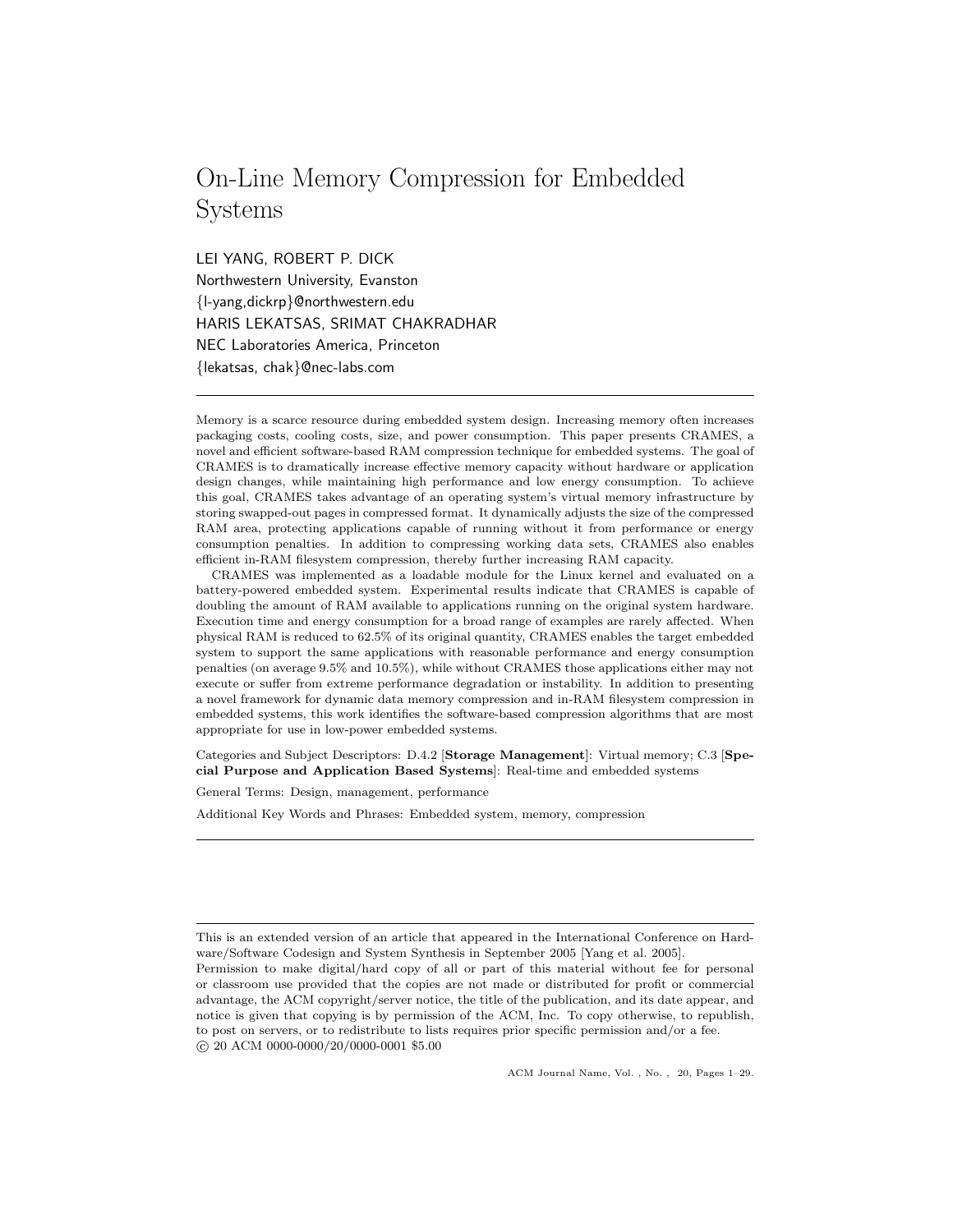# On-Line Memory Compression for Embedded Systems

LEI YANG, ROBERT P. DICK
Northwestern University, Evanston
{l-yang,dickrp}@northwestern.edu
HARIS LEKATSAS, SRIMAT CHAKRADHAR
NEC Laboratories America, Princeton
{lekatsas, chak}@nec-labs.com

---

Memory is a scarce resource during embedded system design. Increasing memory often increases packaging costs, cooling costs, size, and power consumption. This paper presents CRAMES, a novel and efficient software-based RAM compression technique for embedded systems. The goal of CRAMES is to dramatically increase effective memory capacity without hardware or application design changes, while maintaining high performance and low energy consumption. To achieve this goal, CRAMES takes advantage of an operating system's virtual memory infrastructure by storing swapped-out pages in compressed format. It dynamically adjusts the size of the compressed RAM area, protecting applications capable of running without it from performance or energy consumption penalties. In addition to compressing working data sets, CRAMES also enables efficient in-RAM filesystem compression, thereby further increasing RAM capacity.

CRAMES was implemented as a loadable module for the Linux kernel and evaluated on a battery-powered embedded system. Experimental results indicate that CRAMES is capable of doubling the amount of RAM available to applications running on the original system hardware. Execution time and energy consumption for a broad range of examples are rarely affected. When physical RAM is reduced to 62.5% of its original quantity, CRAMES enables the target embedded system to support the same applications with reasonable performance and energy consumption penalties (on average 9.5% and 10.5%), while without CRAMES those applications either may not execute or suffer from extreme performance degradation or instability. In addition to presenting a novel framework for dynamic data memory compression and in-RAM filesystem compression in embedded systems, this work identifies the software-based compression algorithms that are most appropriate for use in low-power embedded systems.

Categories and Subject Descriptors: D.4.2 [**Storage Management**]: Virtual memory; C.3 [**Special Purpose and Application Based Systems**]: Real-time and embedded systems

General Terms: Design, management, performance

Additional Key Words and Phrases: Embedded system, memory, compression

---

This is an extended version of an article that appeared in the International Conference on Hardware/Software Codesign and System Synthesis in September 2005 [Yang et al. 2005].

Permission to make digital/hard copy of all or part of this material without fee for personal or classroom use provided that the copies are not made or distributed for profit or commercial advantage, the ACM copyright/server notice, the title of the publication, and its date appear, and notice is given that copying is by permission of the ACM, Inc. To copy otherwise, to republish, to post on servers, or to redistribute to lists requires prior specific permission and/or a fee.
© 20 ACM 0000-0000/20/0000-0001 $5.00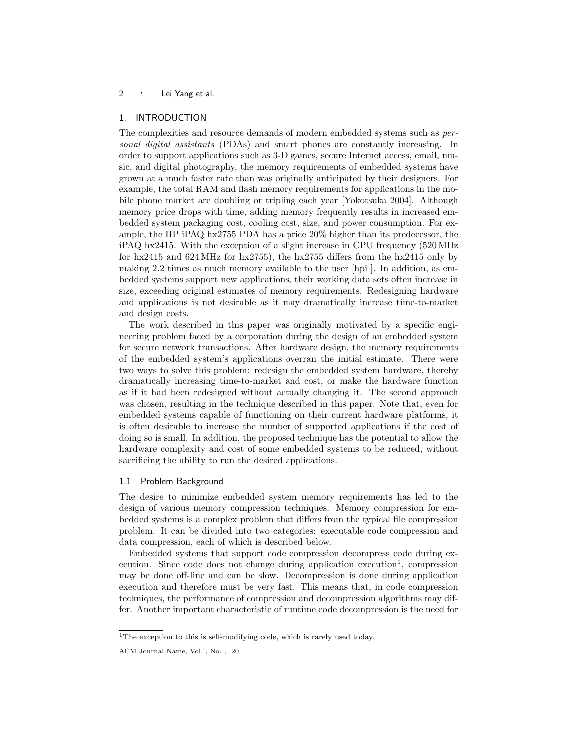## 1. INTRODUCTION

The complexities and resource demands of modern embedded systems such as *personal digital assistants* (PDAs) and smart phones are constantly increasing. In order to support applications such as 3-D games, secure Internet access, email, music, and digital photography, the memory requirements of embedded systems have grown at a much faster rate than was originally anticipated by their designers. For example, the total RAM and flash memory requirements for applications in the mobile phone market are doubling or tripling each year [Yokotsuka 2004]. Although memory price drops with time, adding memory frequently results in increased embedded system packaging cost, cooling cost, size, and power consumption. For example, the HP iPAQ hx2755 PDA has a price 20% higher than its predecessor, the iPAQ hx2415. With the exception of a slight increase in CPU frequency (520 MHz for hx2415 and 624 MHz for hx2755), the hx2755 differs from the hx2415 only by making 2.2 times as much memory available to the user [hpi ]. In addition, as embedded systems support new applications, their working data sets often increase in size, exceeding original estimates of memory requirements. Redesigning hardware and applications is not desirable as it may dramatically increase time-to-market and design costs.

The work described in this paper was originally motivated by a specific engineering problem faced by a corporation during the design of an embedded system for secure network transactions. After hardware design, the memory requirements of the embedded system's applications overran the initial estimate. There were two ways to solve this problem: redesign the embedded system hardware, thereby dramatically increasing time-to-market and cost, or make the hardware function as if it had been redesigned without actually changing it. The second approach was chosen, resulting in the technique described in this paper. Note that, even for embedded systems capable of functioning on their current hardware platforms, it is often desirable to increase the number of supported applications if the cost of doing so is small. In addition, the proposed technique has the potential to allow the hardware complexity and cost of some embedded systems to be reduced, without sacrificing the ability to run the desired applications.

### 1.1 Problem Background

The desire to minimize embedded system memory requirements has led to the design of various memory compression techniques. Memory compression for embedded systems is a complex problem that differs from the typical file compression problem. It can be divided into two categories: executable code compression and data compression, each of which is described below.

Embedded systems that support code compression decompress code during execution. Since code does not change during application execution[1], compression may be done off-line and can be slow. Decompression is done during application execution and therefore must be very fast. This means that, in code compression techniques, the performance of compression and decompression algorithms may differ. Another important characteristic of runtime code decompression is the need for

[1]The exception to this is self-modifying code, which is rarely used today.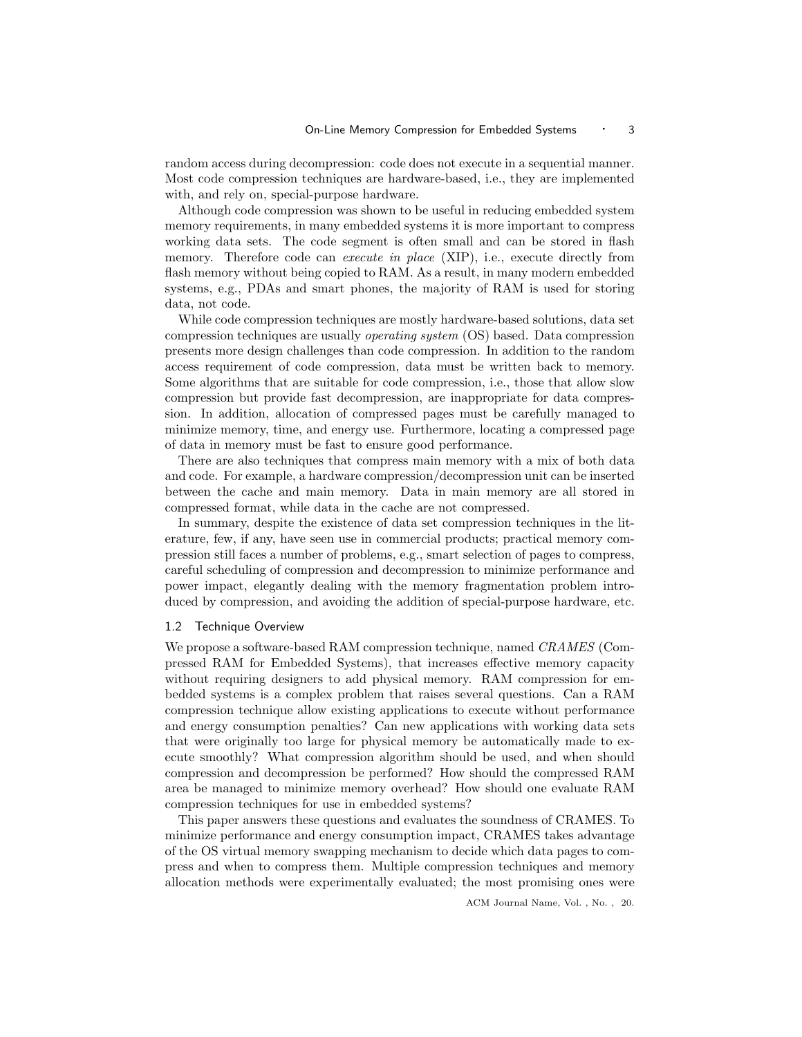random access during decompression: code does not execute in a sequential manner. Most code compression techniques are hardware-based, i.e., they are implemented with, and rely on, special-purpose hardware.

Although code compression was shown to be useful in reducing embedded system memory requirements, in many embedded systems it is more important to compress working data sets. The code segment is often small and can be stored in flash memory. Therefore code can *execute in place* (XIP), i.e., execute directly from flash memory without being copied to RAM. As a result, in many modern embedded systems, e.g., PDAs and smart phones, the majority of RAM is used for storing data, not code.

While code compression techniques are mostly hardware-based solutions, data set compression techniques are usually *operating system* (OS) based. Data compression presents more design challenges than code compression. In addition to the random access requirement of code compression, data must be written back to memory. Some algorithms that are suitable for code compression, i.e., those that allow slow compression but provide fast decompression, are inappropriate for data compression. In addition, allocation of compressed pages must be carefully managed to minimize memory, time, and energy use. Furthermore, locating a compressed page of data in memory must be fast to ensure good performance.

There are also techniques that compress main memory with a mix of both data and code. For example, a hardware compression/decompression unit can be inserted between the cache and main memory. Data in main memory are all stored in compressed format, while data in the cache are not compressed.

In summary, despite the existence of data set compression techniques in the literature, few, if any, have seen use in commercial products; practical memory compression still faces a number of problems, e.g., smart selection of pages to compress, careful scheduling of compression and decompression to minimize performance and power impact, elegantly dealing with the memory fragmentation problem introduced by compression, and avoiding the addition of special-purpose hardware, etc.

### 1.2 Technique Overview

We propose a software-based RAM compression technique, named *CRAMES* (Compressed RAM for Embedded Systems), that increases effective memory capacity without requiring designers to add physical memory. RAM compression for embedded systems is a complex problem that raises several questions. Can a RAM compression technique allow existing applications to execute without performance and energy consumption penalties? Can new applications with working data sets that were originally too large for physical memory be automatically made to execute smoothly? What compression algorithm should be used, and when should compression and decompression be performed? How should the compressed RAM area be managed to minimize memory overhead? How should one evaluate RAM compression techniques for use in embedded systems?

This paper answers these questions and evaluates the soundness of CRAMES. To minimize performance and energy consumption impact, CRAMES takes advantage of the OS virtual memory swapping mechanism to decide which data pages to compress and when to compress them. Multiple compression techniques and memory allocation methods were experimentally evaluated; the most promising ones were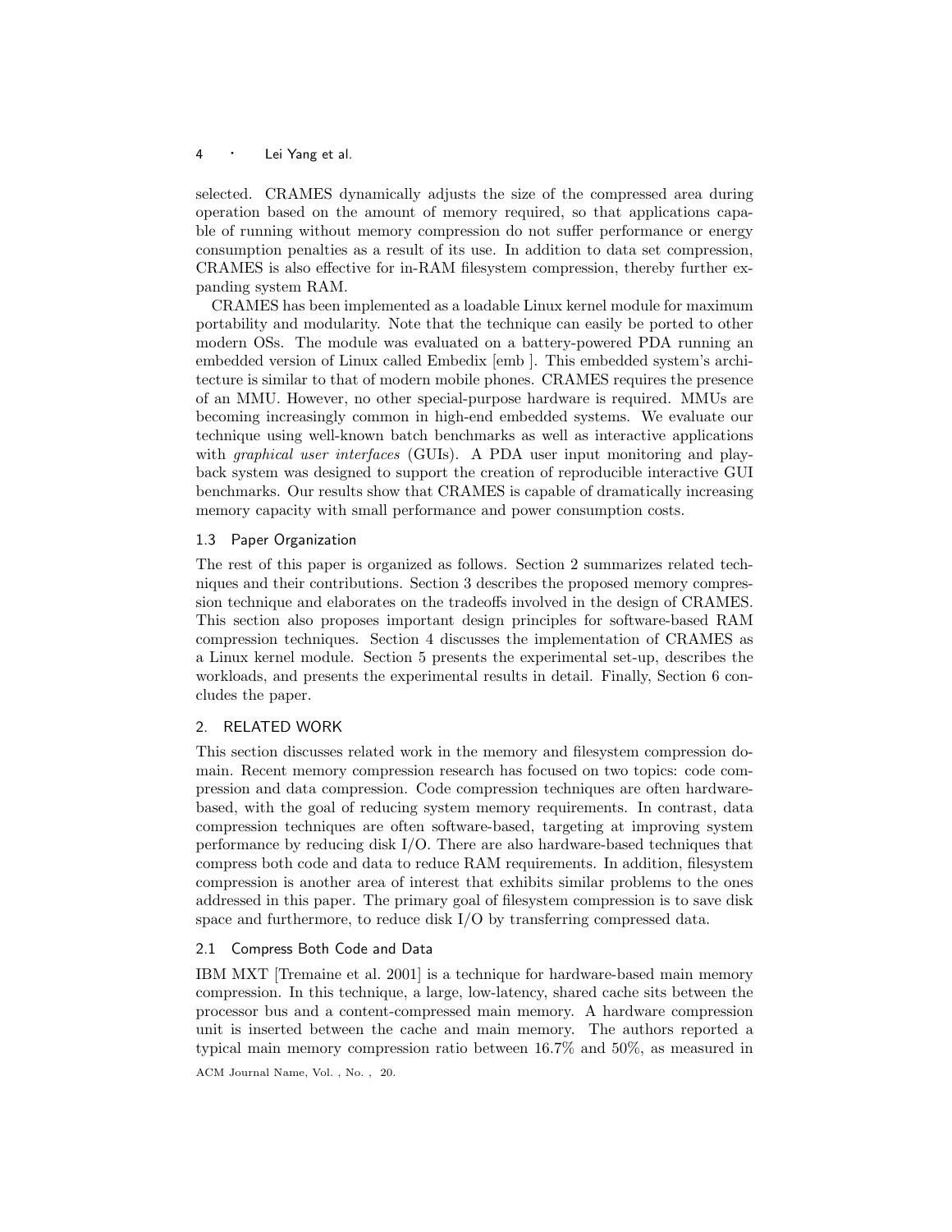selected. CRAMES dynamically adjusts the size of the compressed area during operation based on the amount of memory required, so that applications capable of running without memory compression do not suffer performance or energy consumption penalties as a result of its use. In addition to data set compression, CRAMES is also effective for in-RAM filesystem compression, thereby further expanding system RAM.

CRAMES has been implemented as a loadable Linux kernel module for maximum portability and modularity. Note that the technique can easily be ported to other modern OSs. The module was evaluated on a battery-powered PDA running an embedded version of Linux called Embedix [emb ]. This embedded system's architecture is similar to that of modern mobile phones. CRAMES requires the presence of an MMU. However, no other special-purpose hardware is required. MMUs are becoming increasingly common in high-end embedded systems. We evaluate our technique using well-known batch benchmarks as well as interactive applications with *graphical user interfaces* (GUIs). A PDA user input monitoring and playback system was designed to support the creation of reproducible interactive GUI benchmarks. Our results show that CRAMES is capable of dramatically increasing memory capacity with small performance and power consumption costs.

### 1.3 Paper Organization

The rest of this paper is organized as follows. Section 2 summarizes related techniques and their contributions. Section 3 describes the proposed memory compression technique and elaborates on the tradeoffs involved in the design of CRAMES. This section also proposes important design principles for software-based RAM compression techniques. Section 4 discusses the implementation of CRAMES as a Linux kernel module. Section 5 presents the experimental set-up, describes the workloads, and presents the experimental results in detail. Finally, Section 6 concludes the paper.

## 2. RELATED WORK

This section discusses related work in the memory and filesystem compression domain. Recent memory compression research has focused on two topics: code compression and data compression. Code compression techniques are often hardware-based, with the goal of reducing system memory requirements. In contrast, data compression techniques are often software-based, targeting at improving system performance by reducing disk I/O. There are also hardware-based techniques that compress both code and data to reduce RAM requirements. In addition, filesystem compression is another area of interest that exhibits similar problems to the ones addressed in this paper. The primary goal of filesystem compression is to save disk space and furthermore, to reduce disk I/O by transferring compressed data.

### 2.1 Compress Both Code and Data

IBM MXT [Tremaine et al. 2001] is a technique for hardware-based main memory compression. In this technique, a large, low-latency, shared cache sits between the processor bus and a content-compressed main memory. A hardware compression unit is inserted between the cache and main memory. The authors reported a typical main memory compression ratio between 16.7% and 50%, as measured in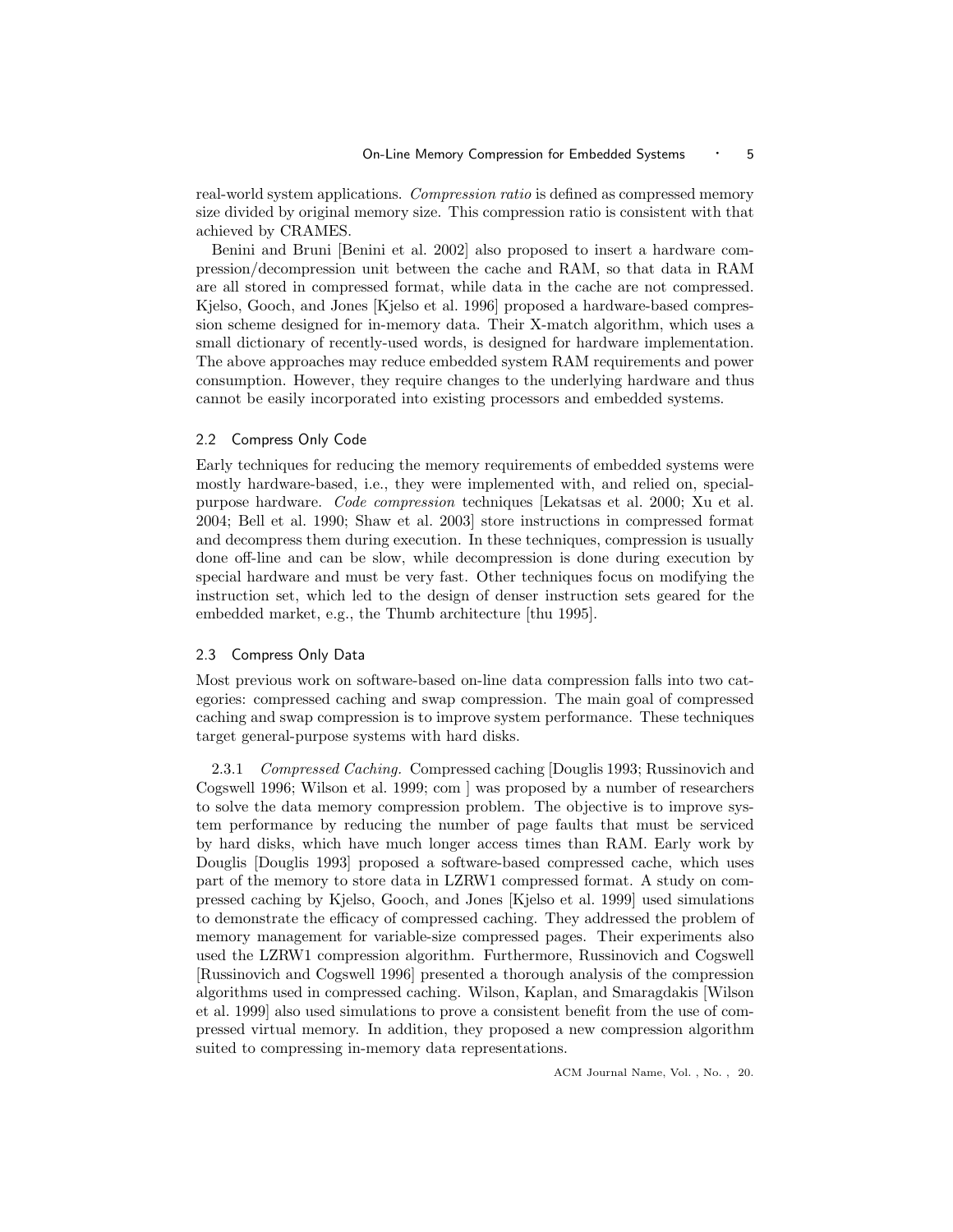real-world system applications. *Compression ratio* is defined as compressed memory size divided by original memory size. This compression ratio is consistent with that achieved by CRAMES.

Benini and Bruni [Benini et al. 2002] also proposed to insert a hardware compression/decompression unit between the cache and RAM, so that data in RAM are all stored in compressed format, while data in the cache are not compressed. Kjelso, Gooch, and Jones [Kjelso et al. 1996] proposed a hardware-based compression scheme designed for in-memory data. Their X-match algorithm, which uses a small dictionary of recently-used words, is designed for hardware implementation. The above approaches may reduce embedded system RAM requirements and power consumption. However, they require changes to the underlying hardware and thus cannot be easily incorporated into existing processors and embedded systems.

### 2.2 Compress Only Code

Early techniques for reducing the memory requirements of embedded systems were mostly hardware-based, i.e., they were implemented with, and relied on, special-purpose hardware. *Code compression* techniques [Lekatsas et al. 2000; Xu et al. 2004; Bell et al. 1990; Shaw et al. 2003] store instructions in compressed format and decompress them during execution. In these techniques, compression is usually done off-line and can be slow, while decompression is done during execution by special hardware and must be very fast. Other techniques focus on modifying the instruction set, which led to the design of denser instruction sets geared for the embedded market, e.g., the Thumb architecture [thu 1995].

### 2.3 Compress Only Data

Most previous work on software-based on-line data compression falls into two categories: compressed caching and swap compression. The main goal of compressed caching and swap compression is to improve system performance. These techniques target general-purpose systems with hard disks.

2.3.1 *Compressed Caching.* Compressed caching [Douglis 1993; Russinovich and Cogswell 1996; Wilson et al. 1999; com ] was proposed by a number of researchers to solve the data memory compression problem. The objective is to improve system performance by reducing the number of page faults that must be serviced by hard disks, which have much longer access times than RAM. Early work by Douglis [Douglis 1993] proposed a software-based compressed cache, which uses part of the memory to store data in LZRW1 compressed format. A study on compressed caching by Kjelso, Gooch, and Jones [Kjelso et al. 1999] used simulations to demonstrate the efficacy of compressed caching. They addressed the problem of memory management for variable-size compressed pages. Their experiments also used the LZRW1 compression algorithm. Furthermore, Russinovich and Cogswell [Russinovich and Cogswell 1996] presented a thorough analysis of the compression algorithms used in compressed caching. Wilson, Kaplan, and Smaragdakis [Wilson et al. 1999] also used simulations to prove a consistent benefit from the use of compressed virtual memory. In addition, they proposed a new compression algorithm suited to compressing in-memory data representations.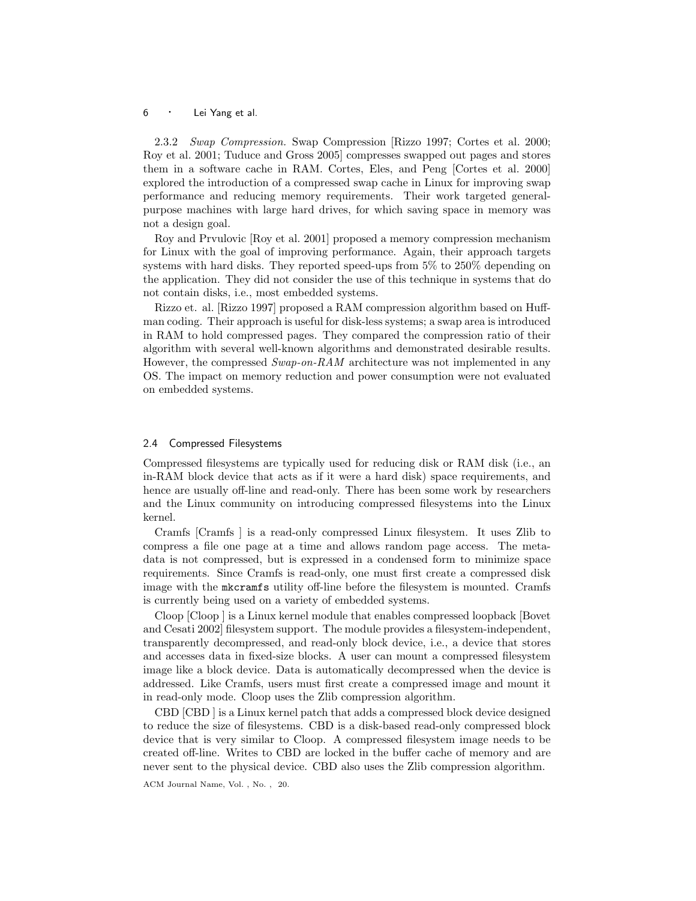2.3.2 *Swap Compression.* Swap Compression [Rizzo 1997; Cortes et al. 2000; Roy et al. 2001; Tuduce and Gross 2005] compresses swapped out pages and stores them in a software cache in RAM. Cortes, Eles, and Peng [Cortes et al. 2000] explored the introduction of a compressed swap cache in Linux for improving swap performance and reducing memory requirements. Their work targeted general-purpose machines with large hard drives, for which saving space in memory was not a design goal.

Roy and Prvulovic [Roy et al. 2001] proposed a memory compression mechanism for Linux with the goal of improving performance. Again, their approach targets systems with hard disks. They reported speed-ups from 5% to 250% depending on the application. They did not consider the use of this technique in systems that do not contain disks, i.e., most embedded systems.

Rizzo et. al. [Rizzo 1997] proposed a RAM compression algorithm based on Huffman coding. Their approach is useful for disk-less systems; a swap area is introduced in RAM to hold compressed pages. They compared the compression ratio of their algorithm with several well-known algorithms and demonstrated desirable results. However, the compressed *Swap-on-RAM* architecture was not implemented in any OS. The impact on memory reduction and power consumption were not evaluated on embedded systems.

## 2.4 Compressed Filesystems

Compressed filesystems are typically used for reducing disk or RAM disk (i.e., an in-RAM block device that acts as if it were a hard disk) space requirements, and hence are usually off-line and read-only. There has been some work by researchers and the Linux community on introducing compressed filesystems into the Linux kernel.

Cramfs [Cramfs ] is a read-only compressed Linux filesystem. It uses Zlib to compress a file one page at a time and allows random page access. The meta-data is not compressed, but is expressed in a condensed form to minimize space requirements. Since Cramfs is read-only, one must first create a compressed disk image with the `mkcramfs` utility off-line before the filesystem is mounted. Cramfs is currently being used on a variety of embedded systems.

Cloop [Cloop ] is a Linux kernel module that enables compressed loopback [Bovet and Cesati 2002] filesystem support. The module provides a filesystem-independent, transparently decompressed, and read-only block device, i.e., a device that stores and accesses data in fixed-size blocks. A user can mount a compressed filesystem image like a block device. Data is automatically decompressed when the device is addressed. Like Cramfs, users must first create a compressed image and mount it in read-only mode. Cloop uses the Zlib compression algorithm.

CBD [CBD ] is a Linux kernel patch that adds a compressed block device designed to reduce the size of filesystems. CBD is a disk-based read-only compressed block device that is very similar to Cloop. A compressed filesystem image needs to be created off-line. Writes to CBD are locked in the buffer cache of memory and are never sent to the physical device. CBD also uses the Zlib compression algorithm.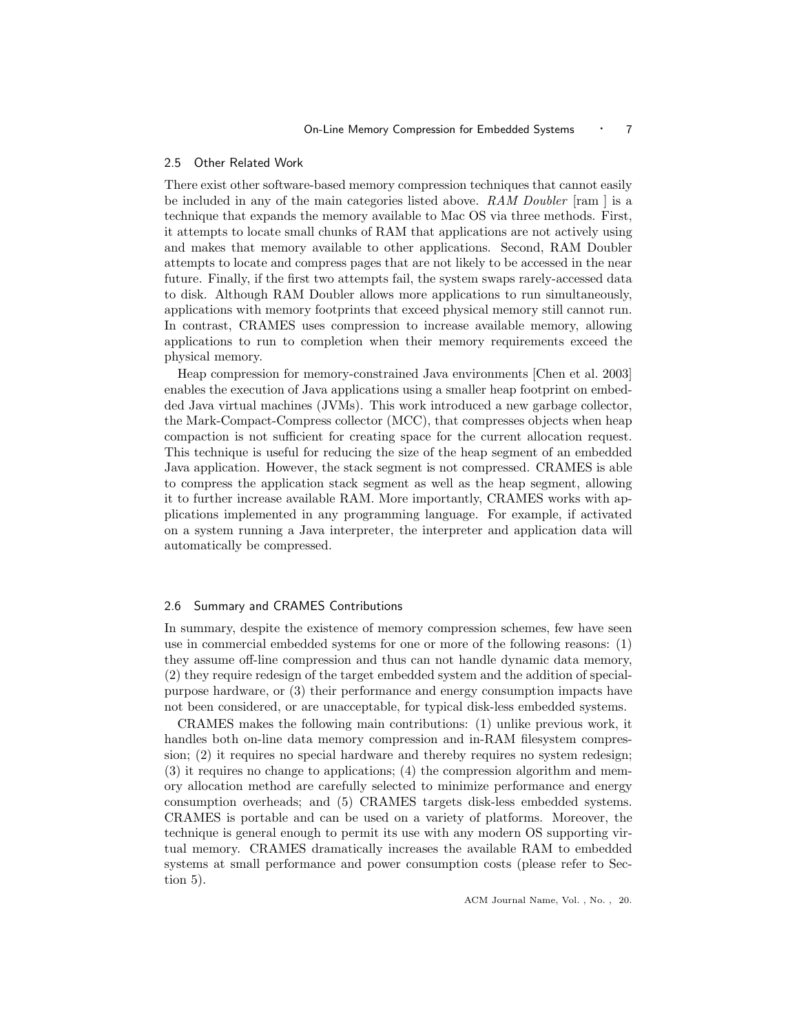### 2.5 Other Related Work

There exist other software-based memory compression techniques that cannot easily be included in any of the main categories listed above. *RAM Doubler* [ram ] is a technique that expands the memory available to Mac OS via three methods. First, it attempts to locate small chunks of RAM that applications are not actively using and makes that memory available to other applications. Second, RAM Doubler attempts to locate and compress pages that are not likely to be accessed in the near future. Finally, if the first two attempts fail, the system swaps rarely-accessed data to disk. Although RAM Doubler allows more applications to run simultaneously, applications with memory footprints that exceed physical memory still cannot run. In contrast, CRAMES uses compression to increase available memory, allowing applications to run to completion when their memory requirements exceed the physical memory.

Heap compression for memory-constrained Java environments [Chen et al. 2003] enables the execution of Java applications using a smaller heap footprint on embedded Java virtual machines (JVMs). This work introduced a new garbage collector, the Mark-Compact-Compress collector (MCC), that compresses objects when heap compaction is not sufficient for creating space for the current allocation request. This technique is useful for reducing the size of the heap segment of an embedded Java application. However, the stack segment is not compressed. CRAMES is able to compress the application stack segment as well as the heap segment, allowing it to further increase available RAM. More importantly, CRAMES works with applications implemented in any programming language. For example, if activated on a system running a Java interpreter, the interpreter and application data will automatically be compressed.

### 2.6 Summary and CRAMES Contributions

In summary, despite the existence of memory compression schemes, few have seen use in commercial embedded systems for one or more of the following reasons: (1) they assume off-line compression and thus can not handle dynamic data memory, (2) they require redesign of the target embedded system and the addition of special-purpose hardware, or (3) their performance and energy consumption impacts have not been considered, or are unacceptable, for typical disk-less embedded systems.

CRAMES makes the following main contributions: (1) unlike previous work, it handles both on-line data memory compression and in-RAM filesystem compression; (2) it requires no special hardware and thereby requires no system redesign; (3) it requires no change to applications; (4) the compression algorithm and memory allocation method are carefully selected to minimize performance and energy consumption overheads; and (5) CRAMES targets disk-less embedded systems. CRAMES is portable and can be used on a variety of platforms. Moreover, the technique is general enough to permit its use with any modern OS supporting virtual memory. CRAMES dramatically increases the available RAM to embedded systems at small performance and power consumption costs (please refer to Section 5).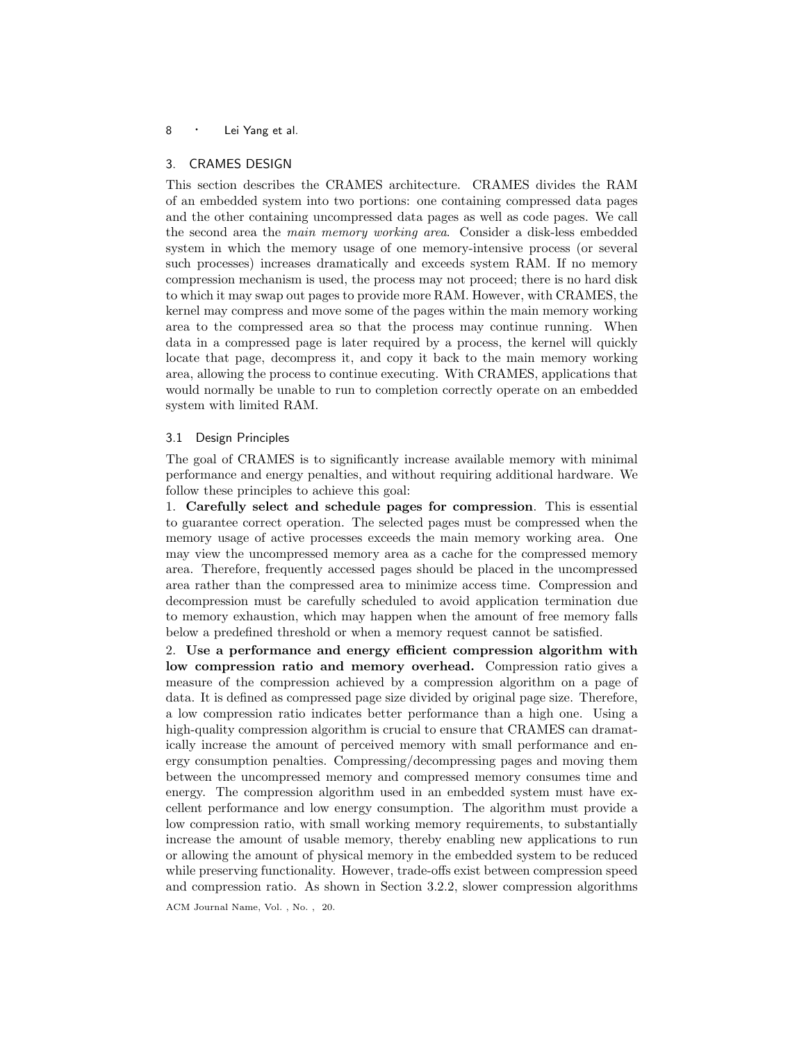## 3. CRAMES DESIGN

This section describes the CRAMES architecture. CRAMES divides the RAM of an embedded system into two portions: one containing compressed data pages and the other containing uncompressed data pages as well as code pages. We call the second area the *main memory working area*. Consider a disk-less embedded system in which the memory usage of one memory-intensive process (or several such processes) increases dramatically and exceeds system RAM. If no memory compression mechanism is used, the process may not proceed; there is no hard disk to which it may swap out pages to provide more RAM. However, with CRAMES, the kernel may compress and move some of the pages within the main memory working area to the compressed area so that the process may continue running. When data in a compressed page is later required by a process, the kernel will quickly locate that page, decompress it, and copy it back to the main memory working area, allowing the process to continue executing. With CRAMES, applications that would normally be unable to run to completion correctly operate on an embedded system with limited RAM.

### 3.1 Design Principles

The goal of CRAMES is to significantly increase available memory with minimal performance and energy penalties, and without requiring additional hardware. We follow these principles to achieve this goal:

1. **Carefully select and schedule pages for compression**. This is essential to guarantee correct operation. The selected pages must be compressed when the memory usage of active processes exceeds the main memory working area. One may view the uncompressed memory area as a cache for the compressed memory area. Therefore, frequently accessed pages should be placed in the uncompressed area rather than the compressed area to minimize access time. Compression and decompression must be carefully scheduled to avoid application termination due to memory exhaustion, which may happen when the amount of free memory falls below a predefined threshold or when a memory request cannot be satisfied.

2. **Use a performance and energy efficient compression algorithm with low compression ratio and memory overhead.** Compression ratio gives a measure of the compression achieved by a compression algorithm on a page of data. It is defined as compressed page size divided by original page size. Therefore, a low compression ratio indicates better performance than a high one. Using a high-quality compression algorithm is crucial to ensure that CRAMES can dramatically increase the amount of perceived memory with small performance and energy consumption penalties. Compressing/decompressing pages and moving them between the uncompressed memory and compressed memory consumes time and energy. The compression algorithm used in an embedded system must have excellent performance and low energy consumption. The algorithm must provide a low compression ratio, with small working memory requirements, to substantially increase the amount of usable memory, thereby enabling new applications to run or allowing the amount of physical memory in the embedded system to be reduced while preserving functionality. However, trade-offs exist between compression speed and compression ratio. As shown in Section 3.2.2, slower compression algorithms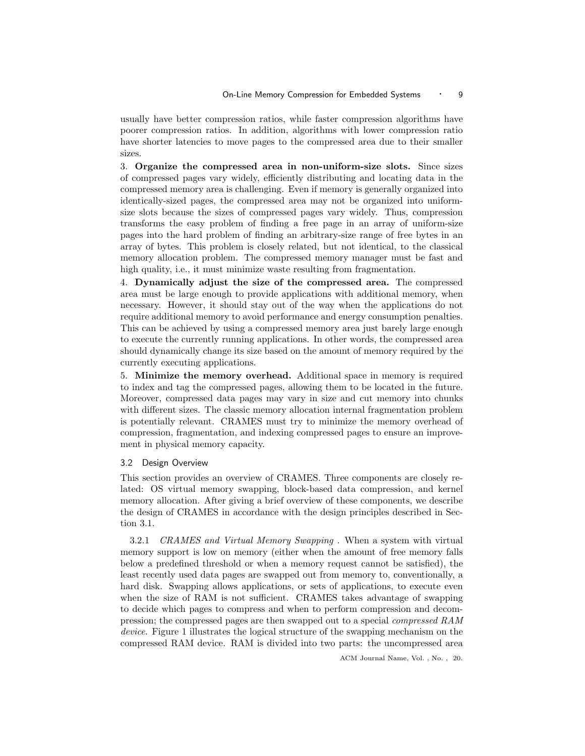usually have better compression ratios, while faster compression algorithms have poorer compression ratios. In addition, algorithms with lower compression ratio have shorter latencies to move pages to the compressed area due to their smaller sizes.

3. **Organize the compressed area in non-uniform-size slots.** Since sizes of compressed pages vary widely, efficiently distributing and locating data in the compressed memory area is challenging. Even if memory is generally organized into identically-sized pages, the compressed area may not be organized into uniform-size slots because the sizes of compressed pages vary widely. Thus, compression transforms the easy problem of finding a free page in an array of uniform-size pages into the hard problem of finding an arbitrary-size range of free bytes in an array of bytes. This problem is closely related, but not identical, to the classical memory allocation problem. The compressed memory manager must be fast and high quality, i.e., it must minimize waste resulting from fragmentation.

4. **Dynamically adjust the size of the compressed area.** The compressed area must be large enough to provide applications with additional memory, when necessary. However, it should stay out of the way when the applications do not require additional memory to avoid performance and energy consumption penalties. This can be achieved by using a compressed memory area just barely large enough to execute the currently running applications. In other words, the compressed area should dynamically change its size based on the amount of memory required by the currently executing applications.

5. **Minimize the memory overhead.** Additional space in memory is required to index and tag the compressed pages, allowing them to be located in the future. Moreover, compressed data pages may vary in size and cut memory into chunks with different sizes. The classic memory allocation internal fragmentation problem is potentially relevant. CRAMES must try to minimize the memory overhead of compression, fragmentation, and indexing compressed pages to ensure an improvement in physical memory capacity.

### 3.2 Design Overview

This section provides an overview of CRAMES. Three components are closely related: OS virtual memory swapping, block-based data compression, and kernel memory allocation. After giving a brief overview of these components, we describe the design of CRAMES in accordance with the design principles described in Section 3.1.

3.2.1 *CRAMES and Virtual Memory Swapping* . When a system with virtual memory support is low on memory (either when the amount of free memory falls below a predefined threshold or when a memory request cannot be satisfied), the least recently used data pages are swapped out from memory to, conventionally, a hard disk. Swapping allows applications, or sets of applications, to execute even when the size of RAM is not sufficient. CRAMES takes advantage of swapping to decide which pages to compress and when to perform compression and decompression; the compressed pages are then swapped out to a special *compressed RAM device*. Figure 1 illustrates the logical structure of the swapping mechanism on the compressed RAM device. RAM is divided into two parts: the uncompressed area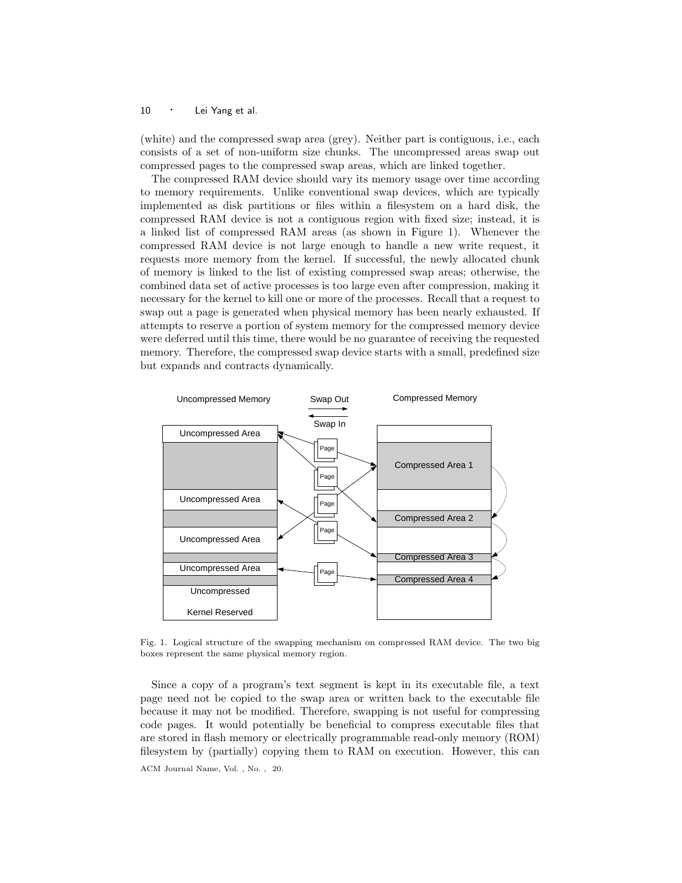(white) and the compressed swap area (grey). Neither part is contiguous, i.e., each consists of a set of non-uniform size chunks. The uncompressed areas swap out compressed pages to the compressed swap areas, which are linked together.

The compressed RAM device should vary its memory usage over time according to memory requirements. Unlike conventional swap devices, which are typically implemented as disk partitions or files within a filesystem on a hard disk, the compressed RAM device is not a contiguous region with fixed size; instead, it is a linked list of compressed RAM areas (as shown in Figure 1). Whenever the compressed RAM device is not large enough to handle a new write request, it requests more memory from the kernel. If successful, the newly allocated chunk of memory is linked to the list of existing compressed swap areas; otherwise, the combined data set of active processes is too large even after compression, making it necessary for the kernel to kill one or more of the processes. Recall that a request to swap out a page is generated when physical memory has been nearly exhausted. If attempts to reserve a portion of system memory for the compressed memory device were deferred until this time, there would be no guarantee of receiving the requested memory. Therefore, the compressed swap device starts with a small, predefined size but expands and contracts dynamically.

Fig. 1. Logical structure of the swapping mechanism on compressed RAM device. The two big boxes represent the same physical memory region.

Since a copy of a program's text segment is kept in its executable file, a text page need not be copied to the swap area or written back to the executable file because it may not be modified. Therefore, swapping is not useful for compressing code pages. It would potentially be beneficial to compress executable files that are stored in flash memory or electrically programmable read-only memory (ROM) filesystem by (partially) copying them to RAM on execution. However, this can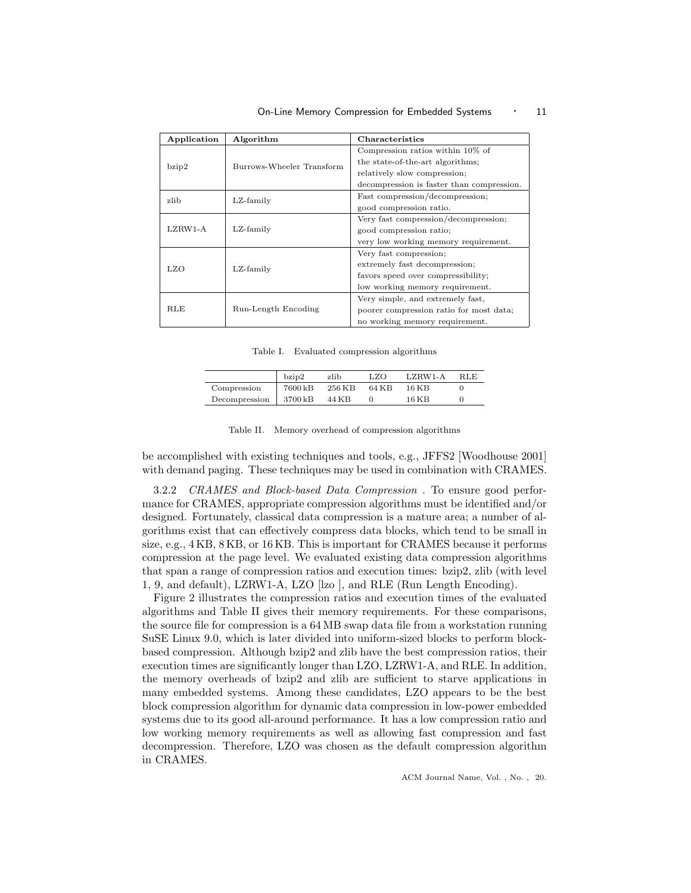| Application | Algorithm | Characteristics |
|---|---|---|
| bzip2 | Burrows-Wheeler Transform | Compression ratios within 10% of the state-of-the-art algorithms; relatively slow compression; decompression is faster than compression. |
| zlib | LZ-family | Fast compression/decompression; good compression ratio. |
| LZRW1-A | LZ-family | Very fast compression/decompression; good compression ratio; very low working memory requirement. |
| LZO | LZ-family | Very fast compression; extremely fast decompression; favors speed over compressibility; low working memory requirement. |
| RLE | Run-Length Encoding | Very simple, and extremely fast, poorer compression ratio for most data; no working memory requirement. |

Table I. Evaluated compression algorithms

| | bzip2 | zlib | LZO | LZRW1-A | RLE |
|---|---|---|---|---|---|
| Compression | 7600 kB | 256 KB | 64 KB | 16 KB | 0 |
| Decompression | 3700 kB | 44 KB | 0 | 16 KB | 0 |

Table II. Memory overhead of compression algorithms

be accomplished with existing techniques and tools, e.g., JFFS2 [Woodhouse 2001] with demand paging. These techniques may be used in combination with CRAMES.

3.2.2 *CRAMES and Block-based Data Compression* . To ensure good performance for CRAMES, appropriate compression algorithms must be identified and/or designed. Fortunately, classical data compression is a mature area; a number of algorithms exist that can effectively compress data blocks, which tend to be small in size, e.g., 4 KB, 8 KB, or 16 KB. This is important for CRAMES because it performs compression at the page level. We evaluated existing data compression algorithms that span a range of compression ratios and execution times: bzip2, zlib (with level 1, 9, and default), LZRW1-A, LZO [lzo ], and RLE (Run Length Encoding).

Figure 2 illustrates the compression ratios and execution times of the evaluated algorithms and Table II gives their memory requirements. For these comparisons, the source file for compression is a 64 MB swap data file from a workstation running SuSE Linux 9.0, which is later divided into uniform-sized blocks to perform block-based compression. Although bzip2 and zlib have the best compression ratios, their execution times are significantly longer than LZO, LZRW1-A, and RLE. In addition, the memory overheads of bzip2 and zlib are sufficient to starve applications in many embedded systems. Among these candidates, LZO appears to be the best block compression algorithm for dynamic data compression in low-power embedded systems due to its good all-around performance. It has a low compression ratio and low working memory requirements as well as allowing fast compression and fast decompression. Therefore, LZO was chosen as the default compression algorithm in CRAMES.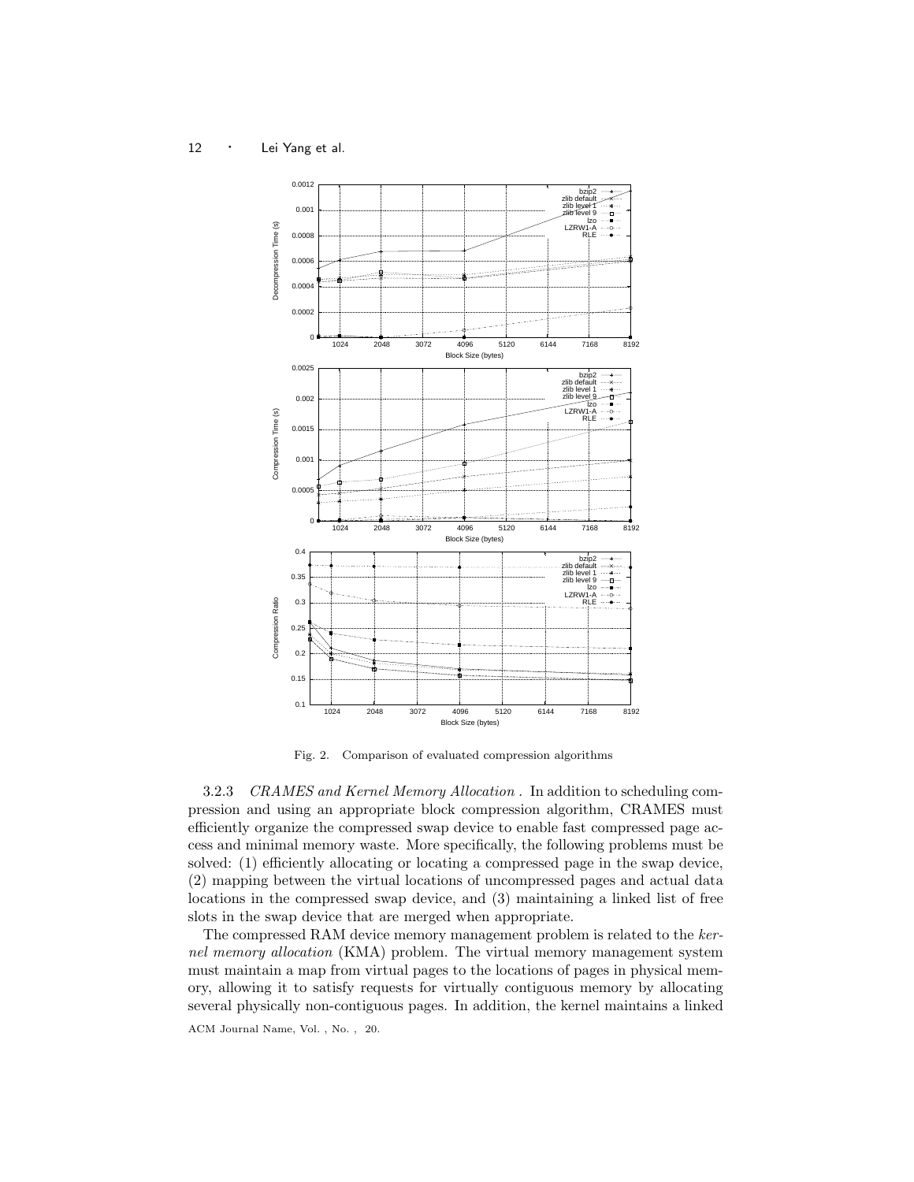Fig. 2. Comparison of evaluated compression algorithms

3.2.3 *CRAMES and Kernel Memory Allocation* . In addition to scheduling compression and using an appropriate block compression algorithm, CRAMES must efficiently organize the compressed swap device to enable fast compressed page access and minimal memory waste. More specifically, the following problems must be solved: (1) efficiently allocating or locating a compressed page in the swap device, (2) mapping between the virtual locations of uncompressed pages and actual data locations in the compressed swap device, and (3) maintaining a linked list of free slots in the swap device that are merged when appropriate.

The compressed RAM device memory management problem is related to the *kernel memory allocation* (KMA) problem. The virtual memory management system must maintain a map from virtual pages to the locations of pages in physical memory, allowing it to satisfy requests for virtually contiguous memory by allocating several physically non-contiguous pages. In addition, the kernel maintains a linked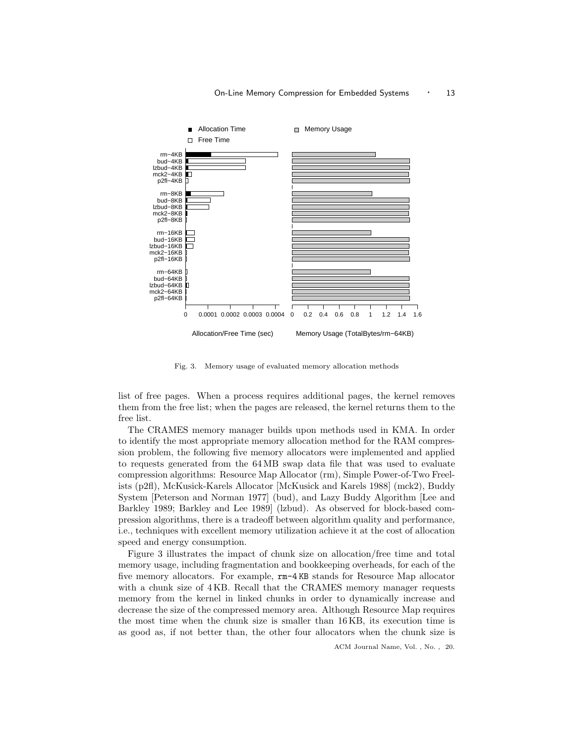Fig. 3. Memory usage of evaluated memory allocation methods

list of free pages. When a process requires additional pages, the kernel removes them from the free list; when the pages are released, the kernel returns them to the free list.

The CRAMES memory manager builds upon methods used in KMA. In order to identify the most appropriate memory allocation method for the RAM compression problem, the following five memory allocators were implemented and applied to requests generated from the 64 MB swap data file that was used to evaluate compression algorithms: Resource Map Allocator (rm), Simple Power-of-Two Freelists (p2fl), McKusick-Karels Allocator [McKusick and Karels 1988] (mck2), Buddy System [Peterson and Norman 1977] (bud), and Lazy Buddy Algorithm [Lee and Barkley 1989; Barkley and Lee 1989] (lzbud). As observed for block-based compression algorithms, there is a tradeoff between algorithm quality and performance, i.e., techniques with excellent memory utilization achieve it at the cost of allocation speed and energy consumption.

Figure 3 illustrates the impact of chunk size on allocation/free time and total memory usage, including fragmentation and bookkeeping overheads, for each of the five memory allocators. For example, `rm-4 KB` stands for Resource Map allocator with a chunk size of 4 KB. Recall that the CRAMES memory manager requests memory from the kernel in linked chunks in order to dynamically increase and decrease the size of the compressed memory area. Although Resource Map requires the most time when the chunk size is smaller than 16 KB, its execution time is as good as, if not better than, the other four allocators when the chunk size is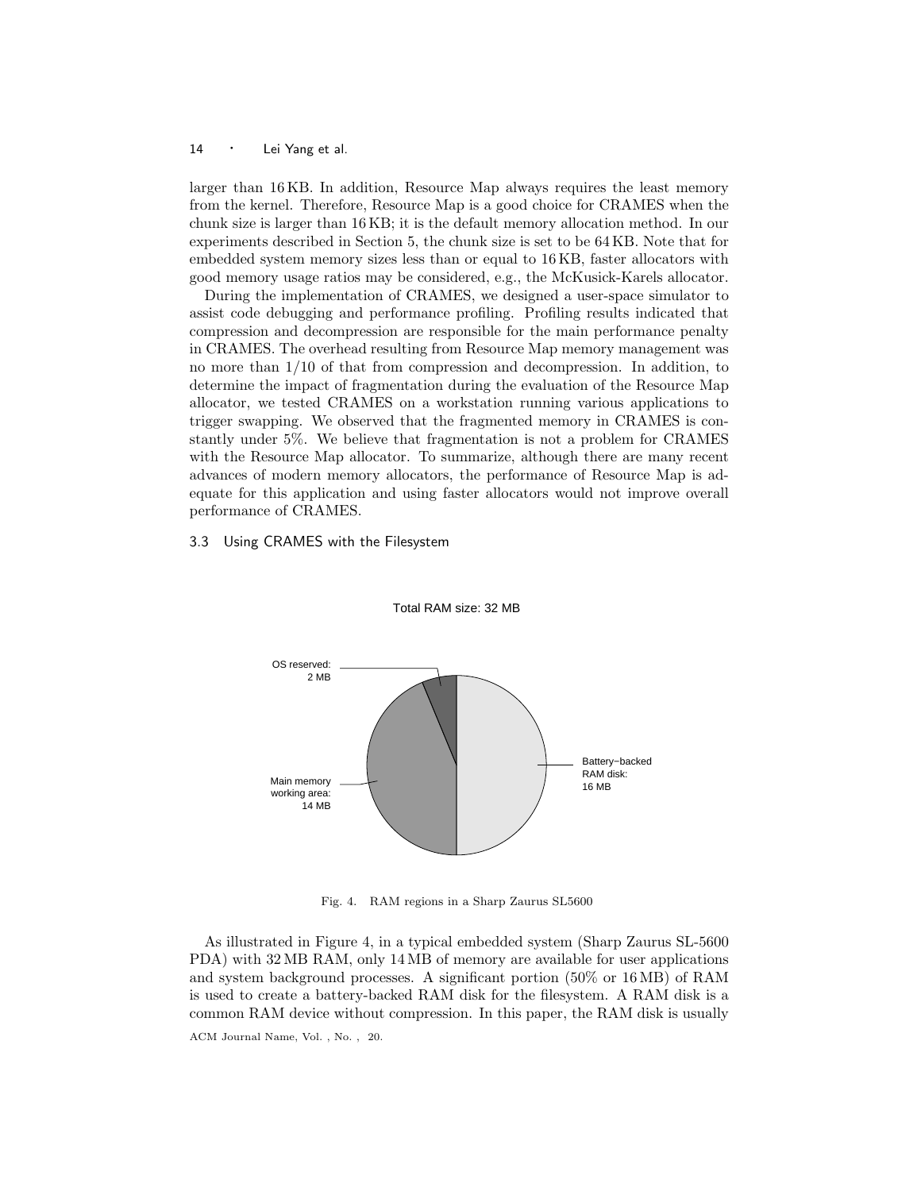larger than 16 KB. In addition, Resource Map always requires the least memory from the kernel. Therefore, Resource Map is a good choice for CRAMES when the chunk size is larger than 16 KB; it is the default memory allocation method. In our experiments described in Section 5, the chunk size is set to be 64 KB. Note that for embedded system memory sizes less than or equal to 16 KB, faster allocators with good memory usage ratios may be considered, e.g., the McKusick-Karels allocator.

During the implementation of CRAMES, we designed a user-space simulator to assist code debugging and performance profiling. Profiling results indicated that compression and decompression are responsible for the main performance penalty in CRAMES. The overhead resulting from Resource Map memory management was no more than 1/10 of that from compression and decompression. In addition, to determine the impact of fragmentation during the evaluation of the Resource Map allocator, we tested CRAMES on a workstation running various applications to trigger swapping. We observed that the fragmented memory in CRAMES is constantly under 5%. We believe that fragmentation is not a problem for CRAMES with the Resource Map allocator. To summarize, although there are many recent advances of modern memory allocators, the performance of Resource Map is adequate for this application and using faster allocators would not improve overall performance of CRAMES.

### 3.3 Using CRAMES with the Filesystem

Total RAM size: 32 MB

OS reserved: 2 MB

Main memory working area: 14 MB

Battery−backed RAM disk: 16 MB

Fig. 4. RAM regions in a Sharp Zaurus SL5600

As illustrated in Figure 4, in a typical embedded system (Sharp Zaurus SL-5600 PDA) with 32 MB RAM, only 14 MB of memory are available for user applications and system background processes. A significant portion (50% or 16 MB) of RAM is used to create a battery-backed RAM disk for the filesystem. A RAM disk is a common RAM device without compression. In this paper, the RAM disk is usually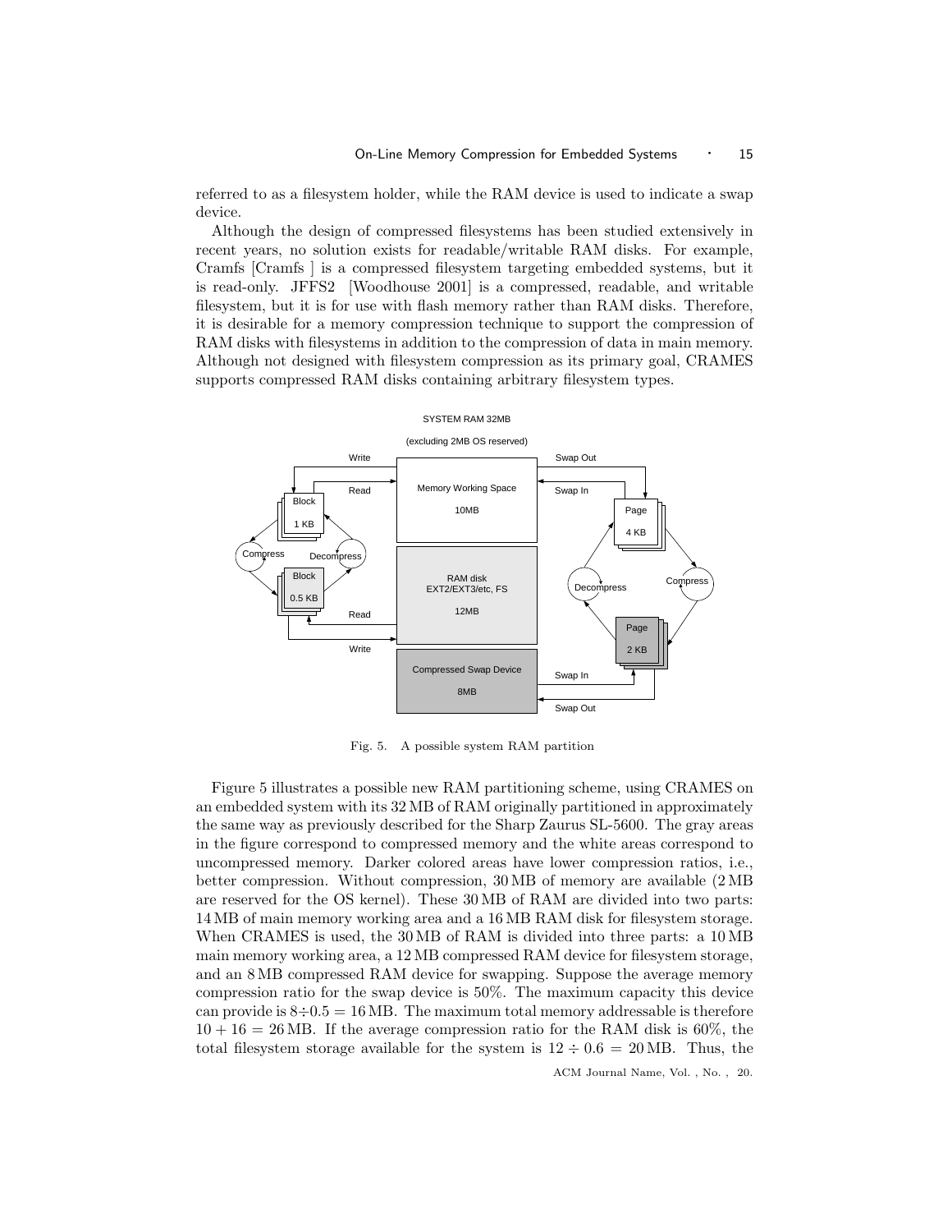referred to as a filesystem holder, while the RAM device is used to indicate a swap device.

Although the design of compressed filesystems has been studied extensively in recent years, no solution exists for readable/writable RAM disks. For example, Cramfs [Cramfs ] is a compressed filesystem targeting embedded systems, but it is read-only. JFFS2 [Woodhouse 2001] is a compressed, readable, and writable filesystem, but it is for use with flash memory rather than RAM disks. Therefore, it is desirable for a memory compression technique to support the compression of RAM disks with filesystems in addition to the compression of data in main memory. Although not designed with filesystem compression as its primary goal, CRAMES supports compressed RAM disks containing arbitrary filesystem types.

Fig. 5. A possible system RAM partition

Figure 5 illustrates a possible new RAM partitioning scheme, using CRAMES on an embedded system with its 32 MB of RAM originally partitioned in approximately the same way as previously described for the Sharp Zaurus SL-5600. The gray areas in the figure correspond to compressed memory and the white areas correspond to uncompressed memory. Darker colored areas have lower compression ratios, i.e., better compression. Without compression, 30 MB of memory are available (2 MB are reserved for the OS kernel). These 30 MB of RAM are divided into two parts: 14 MB of main memory working area and a 16 MB RAM disk for filesystem storage. When CRAMES is used, the 30 MB of RAM is divided into three parts: a 10 MB main memory working area, a 12 MB compressed RAM device for filesystem storage, and an 8 MB compressed RAM device for swapping. Suppose the average memory compression ratio for the swap device is 50%. The maximum capacity this device can provide is $8 \div 0.5 = 16$ MB. The maximum total memory addressable is therefore $10 + 16 = 26$ MB. If the average compression ratio for the RAM disk is 60%, the total filesystem storage available for the system is $12 \div 0.6 = 20$ MB. Thus, the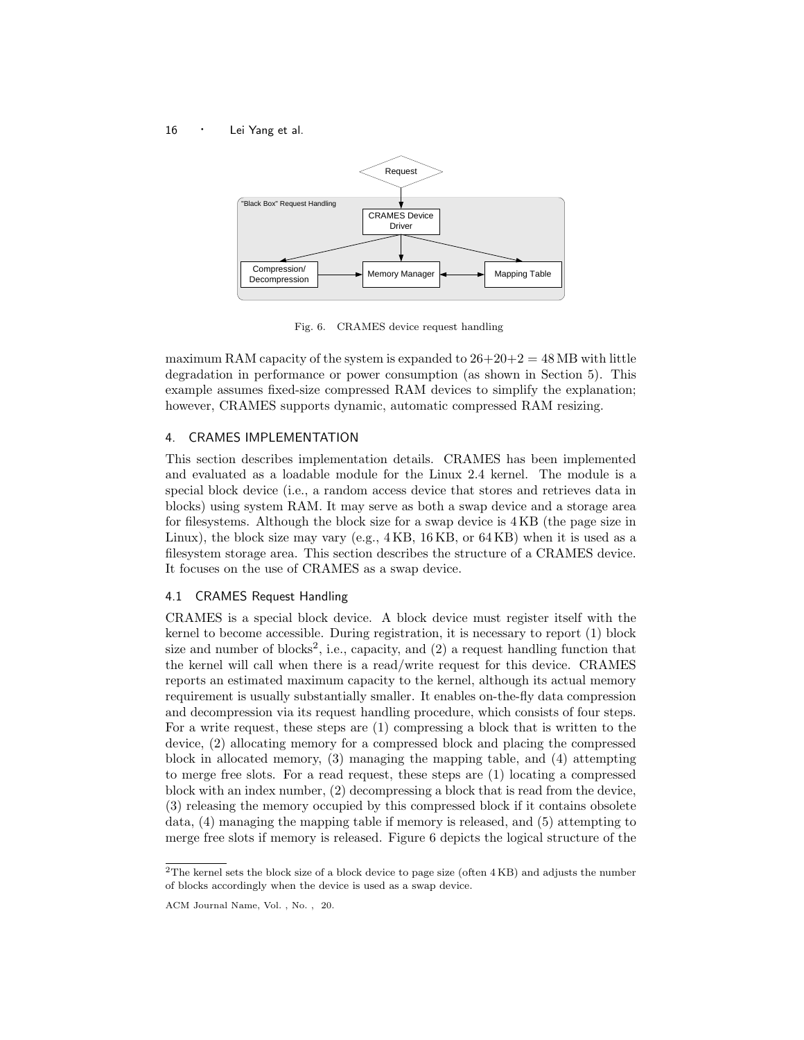Fig. 6. CRAMES device request handling

maximum RAM capacity of the system is expanded to $26+20+2 = 48$ MB with little degradation in performance or power consumption (as shown in Section 5). This example assumes fixed-size compressed RAM devices to simplify the explanation; however, CRAMES supports dynamic, automatic compressed RAM resizing.

## 4. CRAMES IMPLEMENTATION

This section describes implementation details. CRAMES has been implemented and evaluated as a loadable module for the Linux 2.4 kernel. The module is a special block device (i.e., a random access device that stores and retrieves data in blocks) using system RAM. It may serve as both a swap device and a storage area for filesystems. Although the block size for a swap device is 4 KB (the page size in Linux), the block size may vary (e.g., 4 KB, 16 KB, or 64 KB) when it is used as a filesystem storage area. This section describes the structure of a CRAMES device. It focuses on the use of CRAMES as a swap device.

### 4.1 CRAMES Request Handling

CRAMES is a special block device. A block device must register itself with the kernel to become accessible. During registration, it is necessary to report (1) block size and number of blocks[2], i.e., capacity, and (2) a request handling function that the kernel will call when there is a read/write request for this device. CRAMES reports an estimated maximum capacity to the kernel, although its actual memory requirement is usually substantially smaller. It enables on-the-fly data compression and decompression via its request handling procedure, which consists of four steps. For a write request, these steps are (1) compressing a block that is written to the device, (2) allocating memory for a compressed block and placing the compressed block in allocated memory, (3) managing the mapping table, and (4) attempting to merge free slots. For a read request, these steps are (1) locating a compressed block with an index number, (2) decompressing a block that is read from the device, (3) releasing the memory occupied by this compressed block if it contains obsolete data, (4) managing the mapping table if memory is released, and (5) attempting to merge free slots if memory is released. Figure 6 depicts the logical structure of the

[2]The kernel sets the block size of a block device to page size (often 4 KB) and adjusts the number of blocks accordingly when the device is used as a swap device.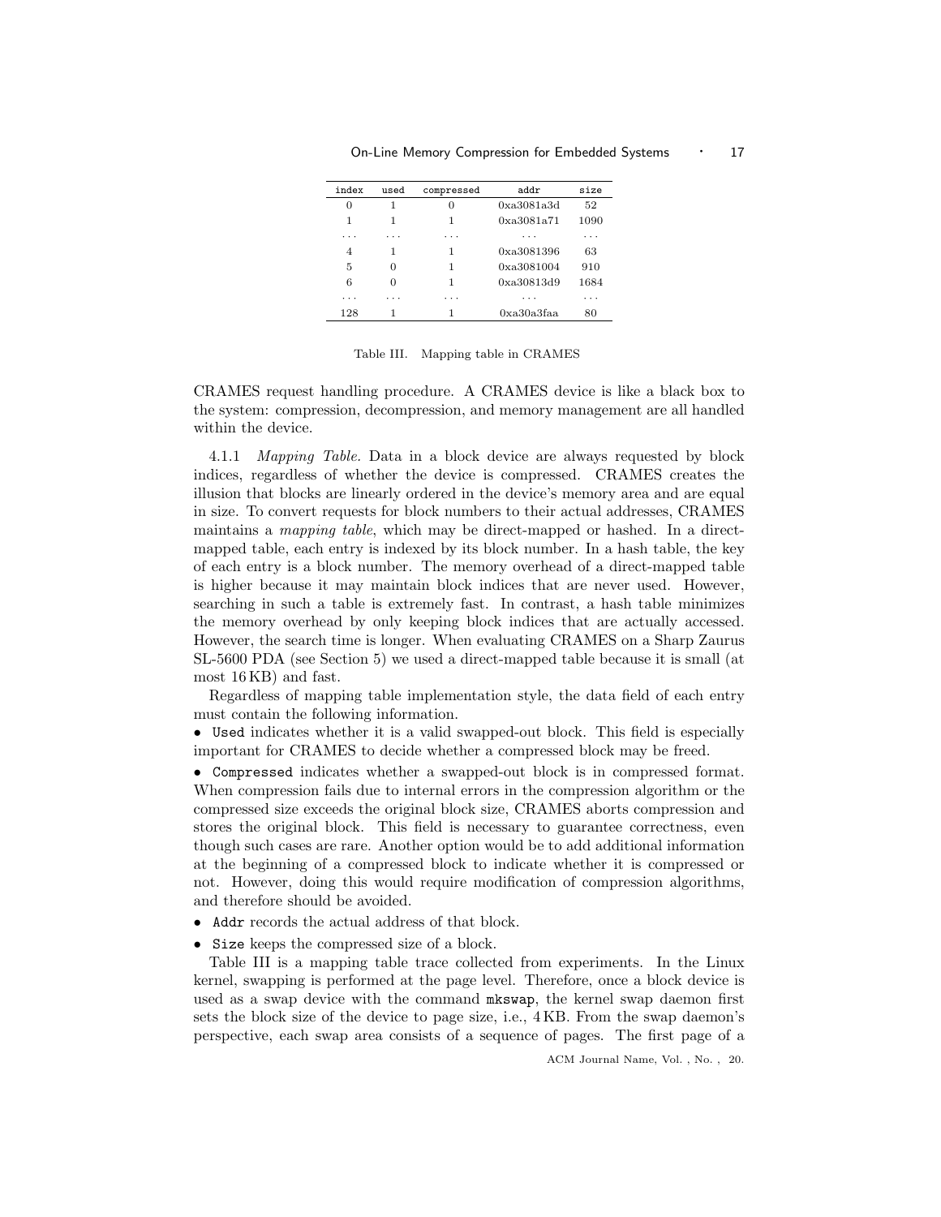| index | used | compressed | addr | size |
|---|---|---|---|---|
| 0 | 1 | 0 | 0xa3081a3d | 52 |
| 1 | 1 | 1 | 0xa3081a71 | 1090 |
| ... | ... | ... | ... | ... |
| 4 | 1 | 1 | 0xa3081396 | 63 |
| 5 | 0 | 1 | 0xa3081004 | 910 |
| 6 | 0 | 1 | 0xa30813d9 | 1684 |
| ... | ... | ... | ... | ... |
| 128 | 1 | 1 | 0xa30a3faa | 80 |

Table III. Mapping table in CRAMES

CRAMES request handling procedure. A CRAMES device is like a black box to the system: compression, decompression, and memory management are all handled within the device.

4.1.1 *Mapping Table.* Data in a block device are always requested by block indices, regardless of whether the device is compressed. CRAMES creates the illusion that blocks are linearly ordered in the device's memory area and are equal in size. To convert requests for block numbers to their actual addresses, CRAMES maintains a *mapping table*, which may be direct-mapped or hashed. In a direct-mapped table, each entry is indexed by its block number. In a hash table, the key of each entry is a block number. The memory overhead of a direct-mapped table is higher because it may maintain block indices that are never used. However, searching in such a table is extremely fast. In contrast, a hash table minimizes the memory overhead by only keeping block indices that are actually accessed. However, the search time is longer. When evaluating CRAMES on a Sharp Zaurus SL-5600 PDA (see Section 5) we used a direct-mapped table because it is small (at most 16 KB) and fast.

Regardless of mapping table implementation style, the data field of each entry must contain the following information.

- `Used` indicates whether it is a valid swapped-out block. This field is especially important for CRAMES to decide whether a compressed block may be freed.
- `Compressed` indicates whether a swapped-out block is in compressed format. When compression fails due to internal errors in the compression algorithm or the compressed size exceeds the original block size, CRAMES aborts compression and stores the original block. This field is necessary to guarantee correctness, even though such cases are rare. Another option would be to add additional information at the beginning of a compressed block to indicate whether it is compressed or not. However, doing this would require modification of compression algorithms, and therefore should be avoided.
- `Addr` records the actual address of that block.
- `Size` keeps the compressed size of a block.

Table III is a mapping table trace collected from experiments. In the Linux kernel, swapping is performed at the page level. Therefore, once a block device is used as a swap device with the command `mkswap`, the kernel swap daemon first sets the block size of the device to page size, i.e., 4 KB. From the swap daemon's perspective, each swap area consists of a sequence of pages. The first page of a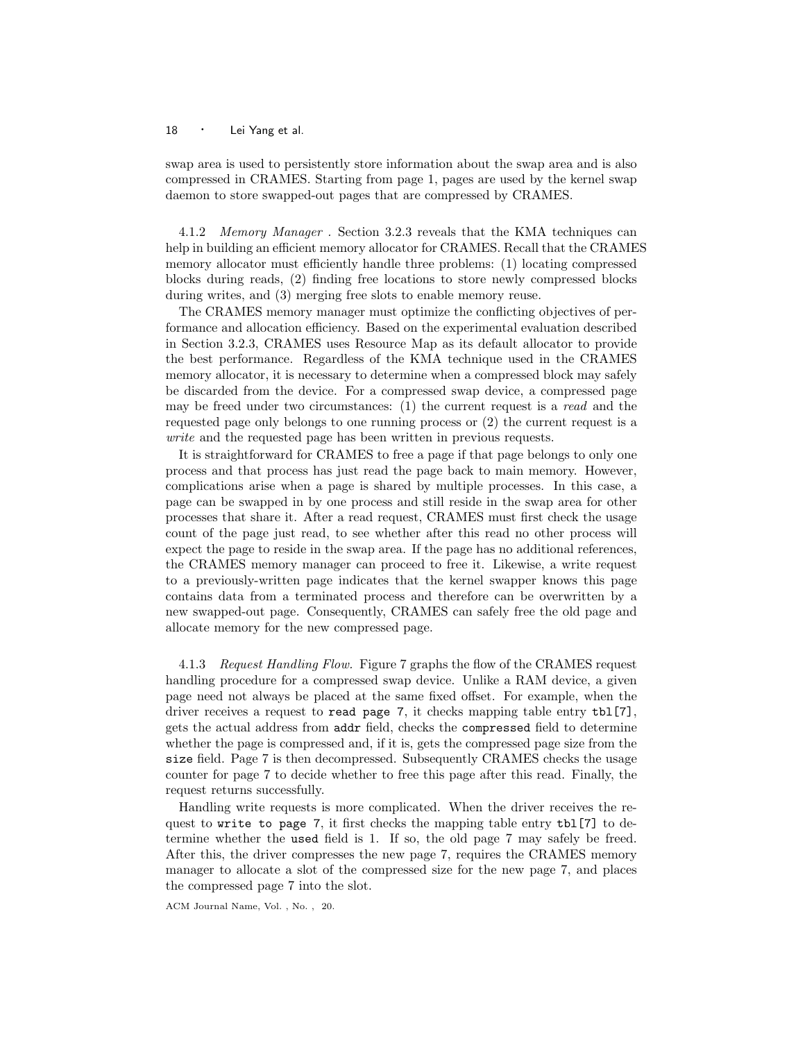swap area is used to persistently store information about the swap area and is also compressed in CRAMES. Starting from page 1, pages are used by the kernel swap daemon to store swapped-out pages that are compressed by CRAMES.

4.1.2 *Memory Manager* . Section 3.2.3 reveals that the KMA techniques can help in building an efficient memory allocator for CRAMES. Recall that the CRAMES memory allocator must efficiently handle three problems: (1) locating compressed blocks during reads, (2) finding free locations to store newly compressed blocks during writes, and (3) merging free slots to enable memory reuse.

The CRAMES memory manager must optimize the conflicting objectives of performance and allocation efficiency. Based on the experimental evaluation described in Section 3.2.3, CRAMES uses Resource Map as its default allocator to provide the best performance. Regardless of the KMA technique used in the CRAMES memory allocator, it is necessary to determine when a compressed block may safely be discarded from the device. For a compressed swap device, a compressed page may be freed under two circumstances: (1) the current request is a *read* and the requested page only belongs to one running process or (2) the current request is a *write* and the requested page has been written in previous requests.

It is straightforward for CRAMES to free a page if that page belongs to only one process and that process has just read the page back to main memory. However, complications arise when a page is shared by multiple processes. In this case, a page can be swapped in by one process and still reside in the swap area for other processes that share it. After a read request, CRAMES must first check the usage count of the page just read, to see whether after this read no other process will expect the page to reside in the swap area. If the page has no additional references, the CRAMES memory manager can proceed to free it. Likewise, a write request to a previously-written page indicates that the kernel swapper knows this page contains data from a terminated process and therefore can be overwritten by a new swapped-out page. Consequently, CRAMES can safely free the old page and allocate memory for the new compressed page.

4.1.3 *Request Handling Flow.* Figure 7 graphs the flow of the CRAMES request handling procedure for a compressed swap device. Unlike a RAM device, a given page need not always be placed at the same fixed offset. For example, when the driver receives a request to `read page 7`, it checks mapping table entry `tbl[7]`, gets the actual address from `addr` field, checks the `compressed` field to determine whether the page is compressed and, if it is, gets the compressed page size from the `size` field. Page 7 is then decompressed. Subsequently CRAMES checks the usage counter for page 7 to decide whether to free this page after this read. Finally, the request returns successfully.

Handling write requests is more complicated. When the driver receives the request to `write to page 7`, it first checks the mapping table entry `tbl[7]` to determine whether the `used` field is 1. If so, the old page 7 may safely be freed. After this, the driver compresses the new page 7, requires the CRAMES memory manager to allocate a slot of the compressed size for the new page 7, and places the compressed page 7 into the slot.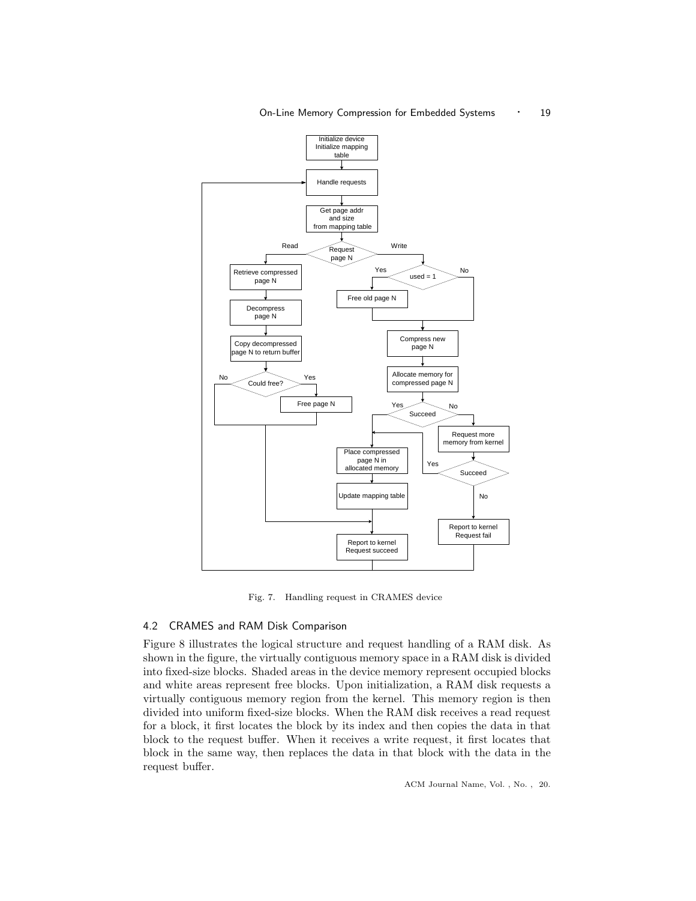Fig. 7. Handling request in CRAMES device

## 4.2 CRAMES and RAM Disk Comparison

Figure 8 illustrates the logical structure and request handling of a RAM disk. As shown in the figure, the virtually contiguous memory space in a RAM disk is divided into fixed-size blocks. Shaded areas in the device memory represent occupied blocks and white areas represent free blocks. Upon initialization, a RAM disk requests a virtually contiguous memory region from the kernel. This memory region is then divided into uniform fixed-size blocks. When the RAM disk receives a read request for a block, it first locates the block by its index and then copies the data in that block to the request buffer. When it receives a write request, it first locates that block in the same way, then replaces the data in that block with the data in the request buffer.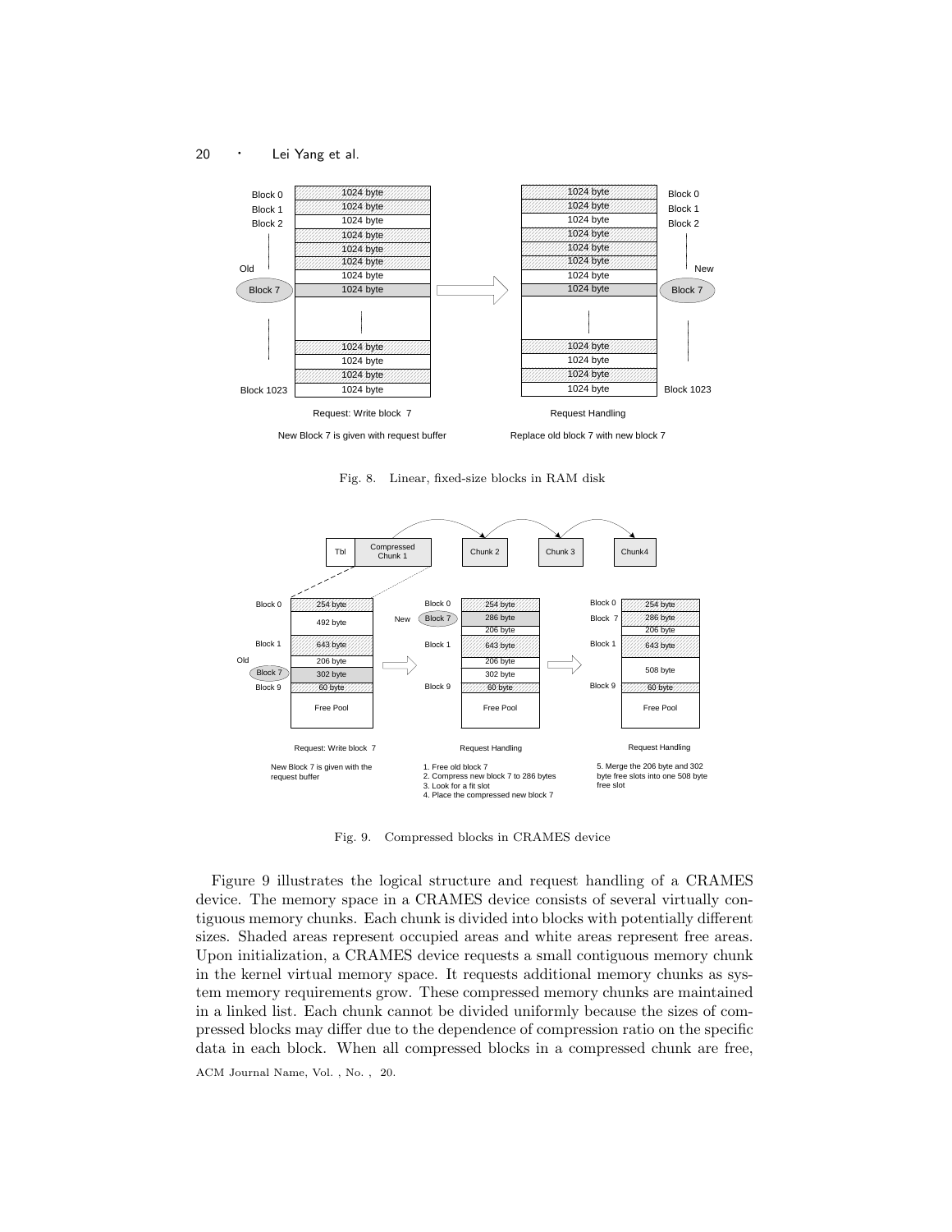Fig. 8. Linear, fixed-size blocks in RAM disk

Fig. 9. Compressed blocks in CRAMES device

Figure 9 illustrates the logical structure and request handling of a CRAMES device. The memory space in a CRAMES device consists of several virtually contiguous memory chunks. Each chunk is divided into blocks with potentially different sizes. Shaded areas represent occupied areas and white areas represent free areas. Upon initialization, a CRAMES device requests a small contiguous memory chunk in the kernel virtual memory space. It requests additional memory chunks as system memory requirements grow. These compressed memory chunks are maintained in a linked list. Each chunk cannot be divided uniformly because the sizes of compressed blocks may differ due to the dependence of compression ratio on the specific data in each block. When all compressed blocks in a compressed chunk are free,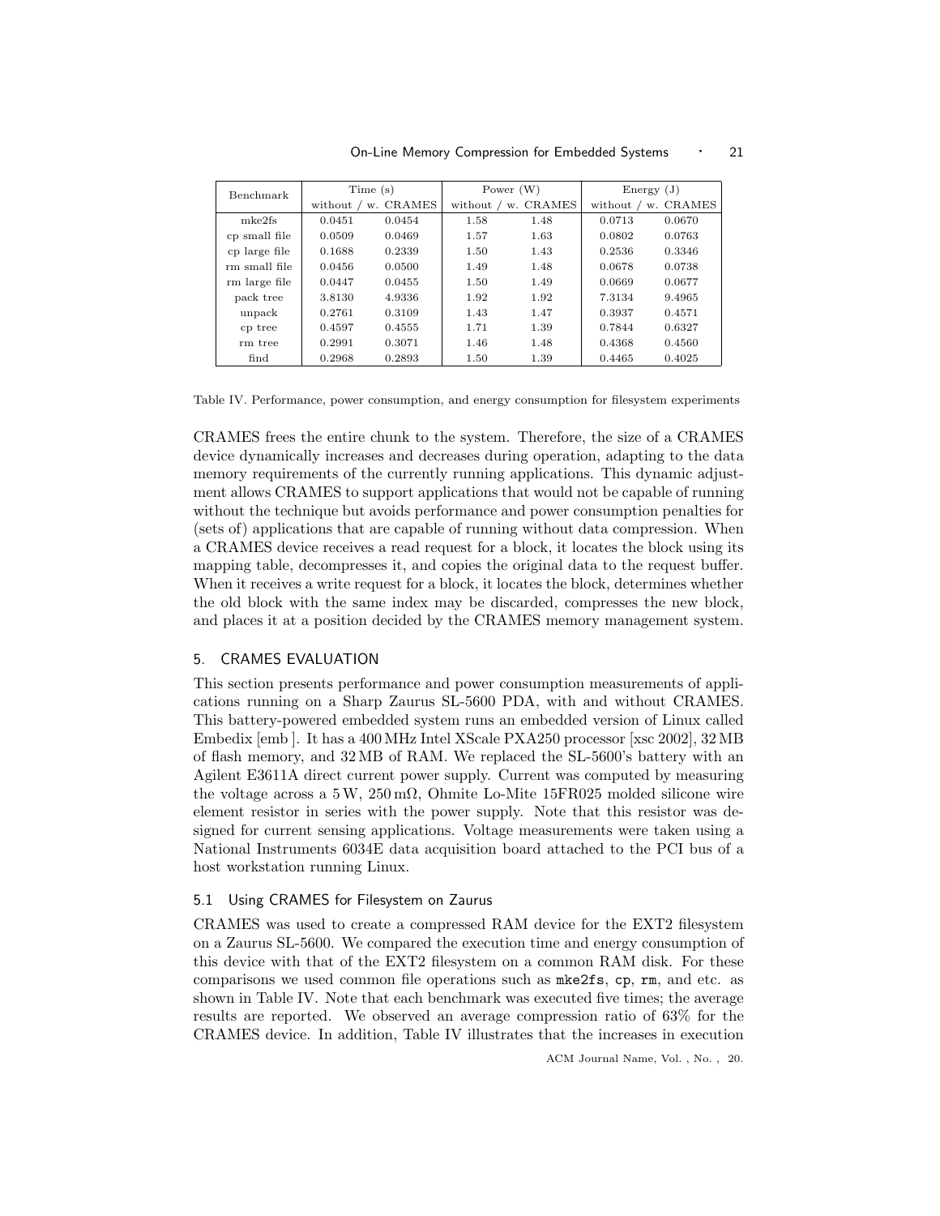| Benchmark | Time (s) | | Power (W) | | Energy (J) | |
|---|---|---|---|---|---|---|
| | without | w. CRAMES | without | w. CRAMES | without | w. CRAMES |
| mke2fs | 0.0451 | 0.0454 | 1.58 | 1.48 | 0.0713 | 0.0670 |
| cp small file | 0.0509 | 0.0469 | 1.57 | 1.63 | 0.0802 | 0.0763 |
| cp large file | 0.1688 | 0.2339 | 1.50 | 1.43 | 0.2536 | 0.3346 |
| rm small file | 0.0456 | 0.0500 | 1.49 | 1.48 | 0.0678 | 0.0738 |
| rm large file | 0.0447 | 0.0455 | 1.50 | 1.49 | 0.0669 | 0.0677 |
| pack tree | 3.8130 | 4.9336 | 1.92 | 1.92 | 7.3134 | 9.4965 |
| unpack | 0.2761 | 0.3109 | 1.43 | 1.47 | 0.3937 | 0.4571 |
| cp tree | 0.4597 | 0.4555 | 1.71 | 1.39 | 0.7844 | 0.6327 |
| rm tree | 0.2991 | 0.3071 | 1.46 | 1.48 | 0.4368 | 0.4560 |
| find | 0.2968 | 0.2893 | 1.50 | 1.39 | 0.4465 | 0.4025 |

Table IV. Performance, power consumption, and energy consumption for filesystem experiments

CRAMES frees the entire chunk to the system. Therefore, the size of a CRAMES device dynamically increases and decreases during operation, adapting to the data memory requirements of the currently running applications. This dynamic adjustment allows CRAMES to support applications that would not be capable of running without the technique but avoids performance and power consumption penalties for (sets of) applications that are capable of running without data compression. When a CRAMES device receives a read request for a block, it locates the block using its mapping table, decompresses it, and copies the original data to the request buffer. When it receives a write request for a block, it locates the block, determines whether the old block with the same index may be discarded, compresses the new block, and places it at a position decided by the CRAMES memory management system.

## 5. CRAMES EVALUATION

This section presents performance and power consumption measurements of applications running on a Sharp Zaurus SL-5600 PDA, with and without CRAMES. This battery-powered embedded system runs an embedded version of Linux called Embedix [emb ]. It has a 400 MHz Intel XScale PXA250 processor [xsc 2002], 32 MB of flash memory, and 32 MB of RAM. We replaced the SL-5600's battery with an Agilent E3611A direct current power supply. Current was computed by measuring the voltage across a 5 W, 250 mΩ, Ohmite Lo-Mite 15FR025 molded silicone wire element resistor in series with the power supply. Note that this resistor was designed for current sensing applications. Voltage measurements were taken using a National Instruments 6034E data acquisition board attached to the PCI bus of a host workstation running Linux.

### 5.1 Using CRAMES for Filesystem on Zaurus

CRAMES was used to create a compressed RAM device for the EXT2 filesystem on a Zaurus SL-5600. We compared the execution time and energy consumption of this device with that of the EXT2 filesystem on a common RAM disk. For these comparisons we used common file operations such as `mke2fs`, `cp`, `rm`, and etc. as shown in Table IV. Note that each benchmark was executed five times; the average results are reported. We observed an average compression ratio of 63% for the CRAMES device. In addition, Table IV illustrates that the increases in execution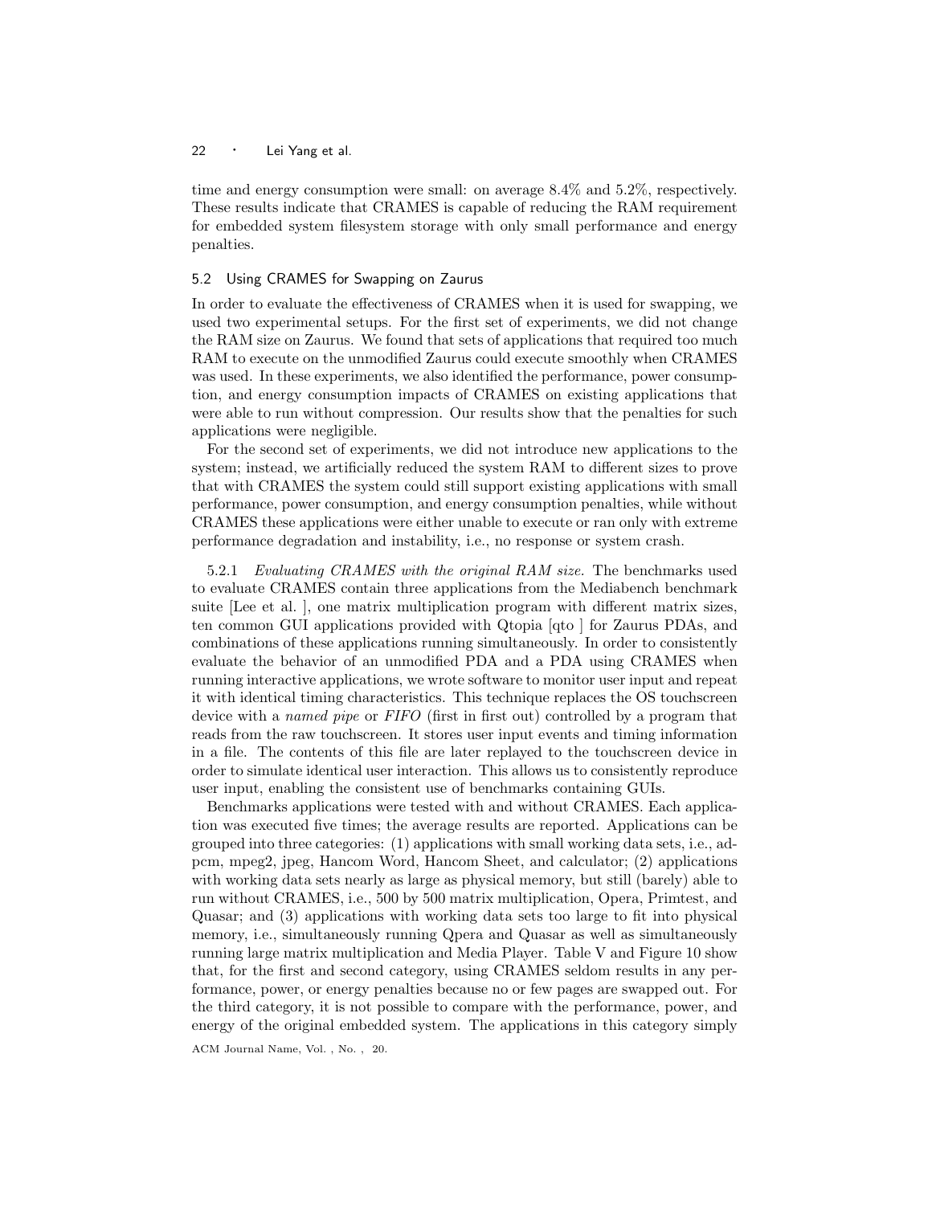time and energy consumption were small: on average 8.4% and 5.2%, respectively. These results indicate that CRAMES is capable of reducing the RAM requirement for embedded system filesystem storage with only small performance and energy penalties.

### 5.2 Using CRAMES for Swapping on Zaurus

In order to evaluate the effectiveness of CRAMES when it is used for swapping, we used two experimental setups. For the first set of experiments, we did not change the RAM size on Zaurus. We found that sets of applications that required too much RAM to execute on the unmodified Zaurus could execute smoothly when CRAMES was used. In these experiments, we also identified the performance, power consumption, and energy consumption impacts of CRAMES on existing applications that were able to run without compression. Our results show that the penalties for such applications were negligible.

For the second set of experiments, we did not introduce new applications to the system; instead, we artificially reduced the system RAM to different sizes to prove that with CRAMES the system could still support existing applications with small performance, power consumption, and energy consumption penalties, while without CRAMES these applications were either unable to execute or ran only with extreme performance degradation and instability, i.e., no response or system crash.

5.2.1 *Evaluating CRAMES with the original RAM size.* The benchmarks used to evaluate CRAMES contain three applications from the Mediabench benchmark suite [Lee et al. ], one matrix multiplication program with different matrix sizes, ten common GUI applications provided with Qtopia [qto ] for Zaurus PDAs, and combinations of these applications running simultaneously. In order to consistently evaluate the behavior of an unmodified PDA and a PDA using CRAMES when running interactive applications, we wrote software to monitor user input and repeat it with identical timing characteristics. This technique replaces the OS touchscreen device with a *named pipe* or *FIFO* (first in first out) controlled by a program that reads from the raw touchscreen. It stores user input events and timing information in a file. The contents of this file are later replayed to the touchscreen device in order to simulate identical user interaction. This allows us to consistently reproduce user input, enabling the consistent use of benchmarks containing GUIs.

Benchmarks applications were tested with and without CRAMES. Each application was executed five times; the average results are reported. Applications can be grouped into three categories: (1) applications with small working data sets, i.e., adpcm, mpeg2, jpeg, Hancom Word, Hancom Sheet, and calculator; (2) applications with working data sets nearly as large as physical memory, but still (barely) able to run without CRAMES, i.e., 500 by 500 matrix multiplication, Opera, Primtest, and Quasar; and (3) applications with working data sets too large to fit into physical memory, i.e., simultaneously running Qpera and Quasar as well as simultaneously running large matrix multiplication and Media Player. Table V and Figure 10 show that, for the first and second category, using CRAMES seldom results in any performance, power, or energy penalties because no or few pages are swapped out. For the third category, it is not possible to compare with the performance, power, and energy of the original embedded system. The applications in this category simply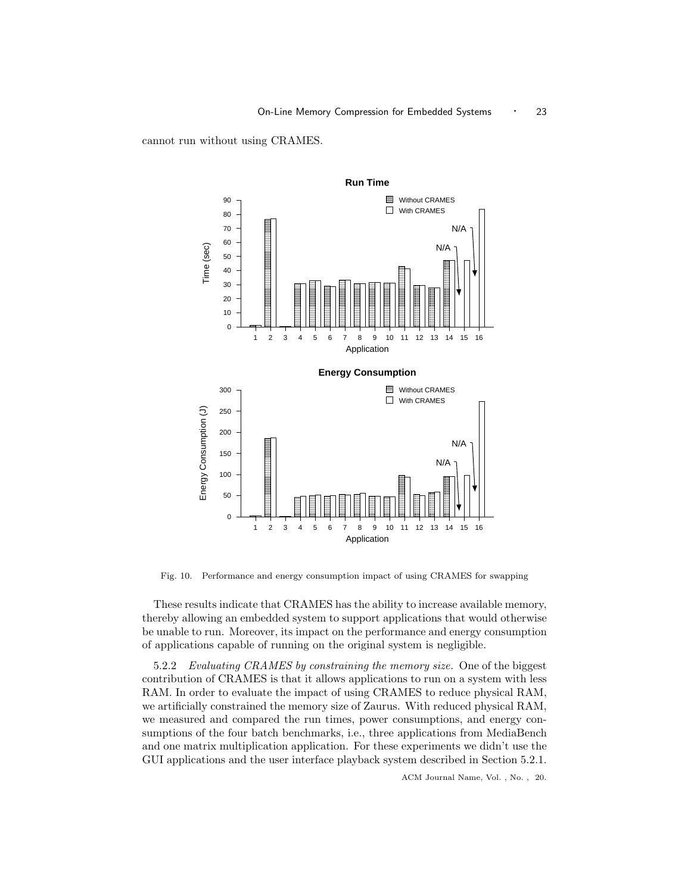cannot run without using CRAMES.

Fig. 10. Performance and energy consumption impact of using CRAMES for swapping

These results indicate that CRAMES has the ability to increase available memory, thereby allowing an embedded system to support applications that would otherwise be unable to run. Moreover, its impact on the performance and energy consumption of applications capable of running on the original system is negligible.

5.2.2 *Evaluating CRAMES by constraining the memory size.* One of the biggest contribution of CRAMES is that it allows applications to run on a system with less RAM. In order to evaluate the impact of using CRAMES to reduce physical RAM, we artificially constrained the memory size of Zaurus. With reduced physical RAM, we measured and compared the run times, power consumptions, and energy consumptions of the four batch benchmarks, i.e., three applications from MediaBench and one matrix multiplication application. For these experiments we didn't use the GUI applications and the user interface playback system described in Section 5.2.1.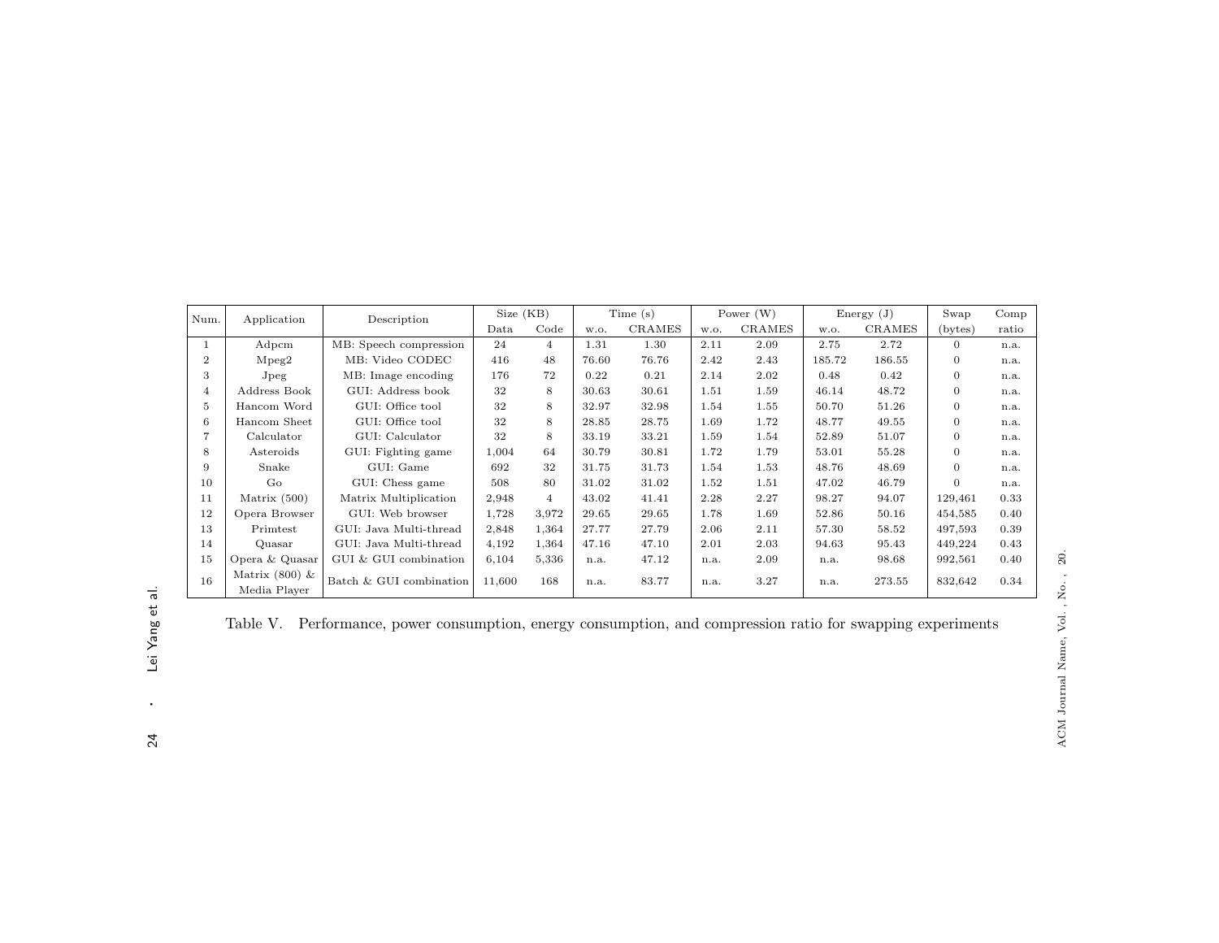| Num. | Application | Description | Size (KB) | | Time (s) | | Power (W) | | Energy (J) | | Swap | Comp |
|---|---|---|---|---|---|---|---|---|---|---|---|---|
| | | | Data | Code | w.o. | CRAMES | w.o. | CRAMES | w.o. | CRAMES | (bytes) | ratio |
| 1 | Adpcm | MB: Speech compression | 24 | 4 | 1.31 | 1.30 | 2.11 | 2.09 | 2.75 | 2.72 | 0 | n.a. |
| 2 | Mpeg2 | MB: Video CODEC | 416 | 48 | 76.60 | 76.76 | 2.42 | 2.43 | 185.72 | 186.55 | 0 | n.a. |
| 3 | Jpeg | MB: Image encoding | 176 | 72 | 0.22 | 0.21 | 2.14 | 2.02 | 0.48 | 0.42 | 0 | n.a. |
| 4 | Address Book | GUI: Address book | 32 | 8 | 30.63 | 30.61 | 1.51 | 1.59 | 46.14 | 48.72 | 0 | n.a. |
| 5 | Hancom Word | GUI: Office tool | 32 | 8 | 32.97 | 32.98 | 1.54 | 1.55 | 50.70 | 51.26 | 0 | n.a. |
| 6 | Hancom Sheet | GUI: Office tool | 32 | 8 | 28.85 | 28.75 | 1.69 | 1.72 | 48.77 | 49.55 | 0 | n.a. |
| 7 | Calculator | GUI: Calculator | 32 | 8 | 33.19 | 33.21 | 1.59 | 1.54 | 52.89 | 51.07 | 0 | n.a. |
| 8 | Asteroids | GUI: Fighting game | 1,004 | 64 | 30.79 | 30.81 | 1.72 | 1.79 | 53.01 | 55.28 | 0 | n.a. |
| 9 | Snake | GUI: Game | 692 | 32 | 31.75 | 31.73 | 1.54 | 1.53 | 48.76 | 48.69 | 0 | n.a. |
| 10 | Go | GUI: Chess game | 508 | 80 | 31.02 | 31.02 | 1.52 | 1.51 | 47.02 | 46.79 | 0 | n.a. |
| 11 | Matrix (500) | Matrix Multiplication | 2,948 | 4 | 43.02 | 41.41 | 2.28 | 2.27 | 98.27 | 94.07 | 129,461 | 0.33 |
| 12 | Opera Browser | GUI: Web browser | 1,728 | 3,972 | 29.65 | 29.65 | 1.78 | 1.69 | 52.86 | 50.16 | 454,585 | 0.40 |
| 13 | Primtest | GUI: Java Multi-thread | 2,848 | 1,364 | 27.77 | 27.79 | 2.06 | 2.11 | 57.30 | 58.52 | 497,593 | 0.39 |
| 14 | Quasar | GUI: Java Multi-thread | 4,192 | 1,364 | 47.16 | 47.10 | 2.01 | 2.03 | 94.63 | 95.43 | 449,224 | 0.43 |
| 15 | Opera & Quasar | GUI & GUI combination | 6,104 | 5,336 | n.a. | 47.12 | n.a. | 2.09 | n.a. | 98.68 | 992,561 | 0.40 |
| 16 | Matrix (800) & Media Player | Batch & GUI combination | 11,600 | 168 | n.a. | 83.77 | n.a. | 3.27 | n.a. | 273.55 | 832,642 | 0.34 |

Table V. Performance, power consumption, energy consumption, and compression ratio for swapping experiments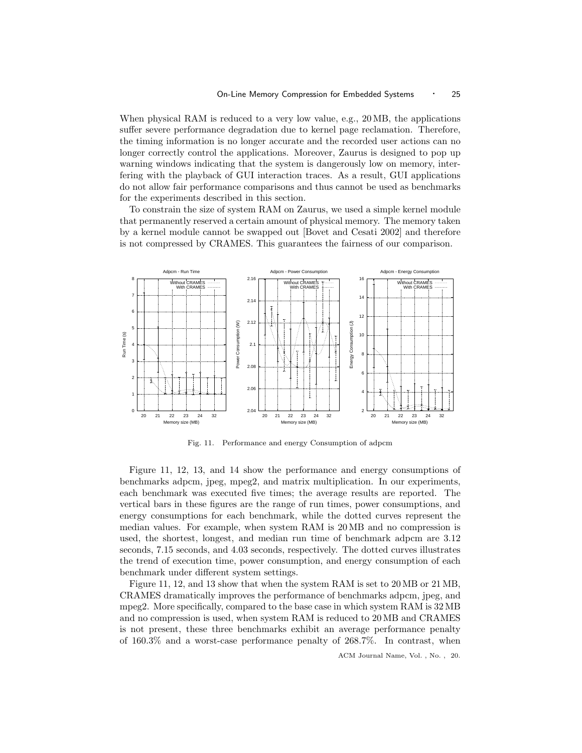When physical RAM is reduced to a very low value, e.g., 20 MB, the applications suffer severe performance degradation due to kernel page reclamation. Therefore, the timing information is no longer accurate and the recorded user actions can no longer correctly control the applications. Moreover, Zaurus is designed to pop up warning windows indicating that the system is dangerously low on memory, interfering with the playback of GUI interaction traces. As a result, GUI applications do not allow fair performance comparisons and thus cannot be used as benchmarks for the experiments described in this section.

To constrain the size of system RAM on Zaurus, we used a simple kernel module that permanently reserved a certain amount of physical memory. The memory taken by a kernel module cannot be swapped out [Bovet and Cesati 2002] and therefore is not compressed by CRAMES. This guarantees the fairness of our comparison.

Fig. 11. Performance and energy Consumption of adpcm

Figure 11, 12, 13, and 14 show the performance and energy consumptions of benchmarks adpcm, jpeg, mpeg2, and matrix multiplication. In our experiments, each benchmark was executed five times; the average results are reported. The vertical bars in these figures are the range of run times, power consumptions, and energy consumptions for each benchmark, while the dotted curves represent the median values. For example, when system RAM is 20 MB and no compression is used, the shortest, longest, and median run time of benchmark adpcm are 3.12 seconds, 7.15 seconds, and 4.03 seconds, respectively. The dotted curves illustrates the trend of execution time, power consumption, and energy consumption of each benchmark under different system settings.

Figure 11, 12, and 13 show that when the system RAM is set to 20 MB or 21 MB, CRAMES dramatically improves the performance of benchmarks adpcm, jpeg, and mpeg2. More specifically, compared to the base case in which system RAM is 32 MB and no compression is used, when system RAM is reduced to 20 MB and CRAMES is not present, these three benchmarks exhibit an average performance penalty of 160.3% and a worst-case performance penalty of 268.7%. In contrast, when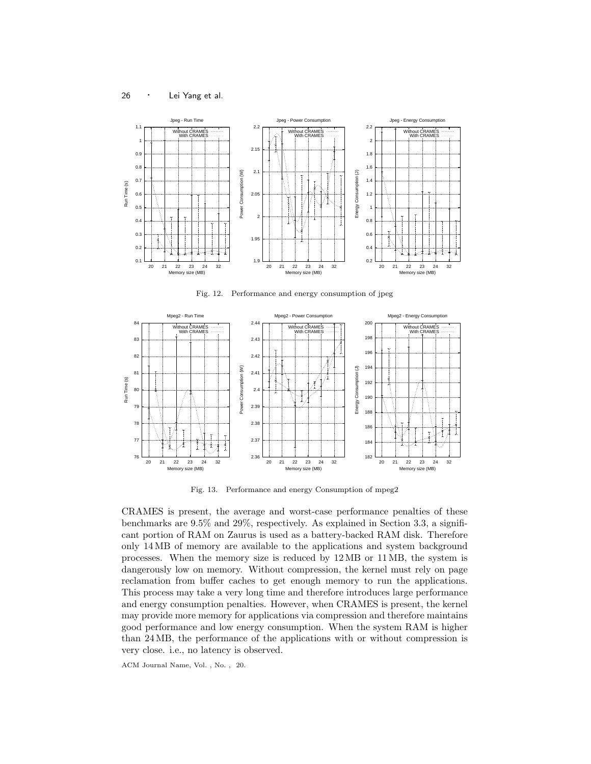Fig. 12. Performance and energy consumption of jpeg

Fig. 13. Performance and energy Consumption of mpeg2

CRAMES is present, the average and worst-case performance penalties of these benchmarks are 9.5% and 29%, respectively. As explained in Section 3.3, a significant portion of RAM on Zaurus is used as a battery-backed RAM disk. Therefore only 14 MB of memory are available to the applications and system background processes. When the memory size is reduced by 12 MB or 11 MB, the system is dangerously low on memory. Without compression, the kernel must rely on page reclamation from buffer caches to get enough memory to run the applications. This process may take a very long time and therefore introduces large performance and energy consumption penalties. However, when CRAMES is present, the kernel may provide more memory for applications via compression and therefore maintains good performance and low energy consumption. When the system RAM is higher than 24 MB, the performance of the applications with or without compression is very close. i.e., no latency is observed.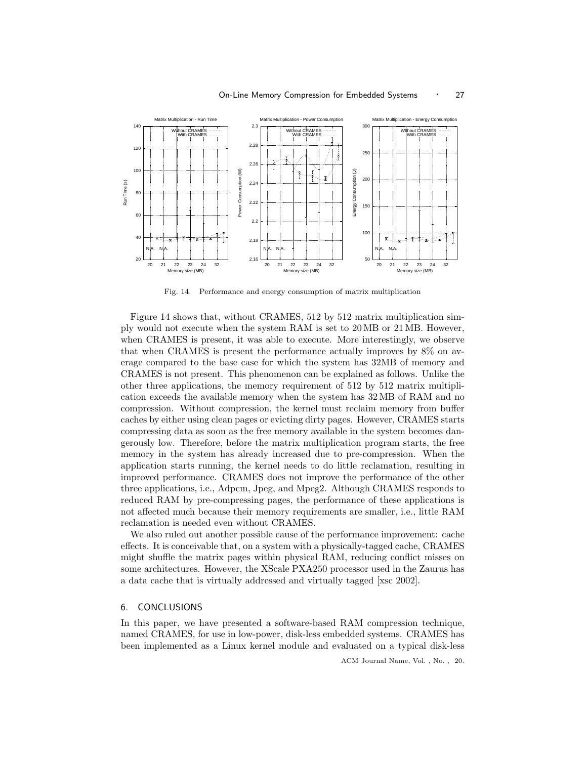Fig. 14. Performance and energy consumption of matrix multiplication

Figure 14 shows that, without CRAMES, 512 by 512 matrix multiplication simply would not execute when the system RAM is set to 20 MB or 21 MB. However, when CRAMES is present, it was able to execute. More interestingly, we observe that when CRAMES is present the performance actually improves by 8% on average compared to the base case for which the system has 32MB of memory and CRAMES is not present. This phenomenon can be explained as follows. Unlike the other three applications, the memory requirement of 512 by 512 matrix multiplication exceeds the available memory when the system has 32 MB of RAM and no compression. Without compression, the kernel must reclaim memory from buffer caches by either using clean pages or evicting dirty pages. However, CRAMES starts compressing data as soon as the free memory available in the system becomes dangerously low. Therefore, before the matrix multiplication program starts, the free memory in the system has already increased due to pre-compression. When the application starts running, the kernel needs to do little reclamation, resulting in improved performance. CRAMES does not improve the performance of the other three applications, i.e., Adpcm, Jpeg, and Mpeg2. Although CRAMES responds to reduced RAM by pre-compressing pages, the performance of these applications is not affected much because their memory requirements are smaller, i.e., little RAM reclamation is needed even without CRAMES.

We also ruled out another possible cause of the performance improvement: cache effects. It is conceivable that, on a system with a physically-tagged cache, CRAMES might shuffle the matrix pages within physical RAM, reducing conflict misses on some architectures. However, the XScale PXA250 processor used in the Zaurus has a data cache that is virtually addressed and virtually tagged [xsc 2002].

## 6. CONCLUSIONS

In this paper, we have presented a software-based RAM compression technique, named CRAMES, for use in low-power, disk-less embedded systems. CRAMES has been implemented as a Linux kernel module and evaluated on a typical disk-less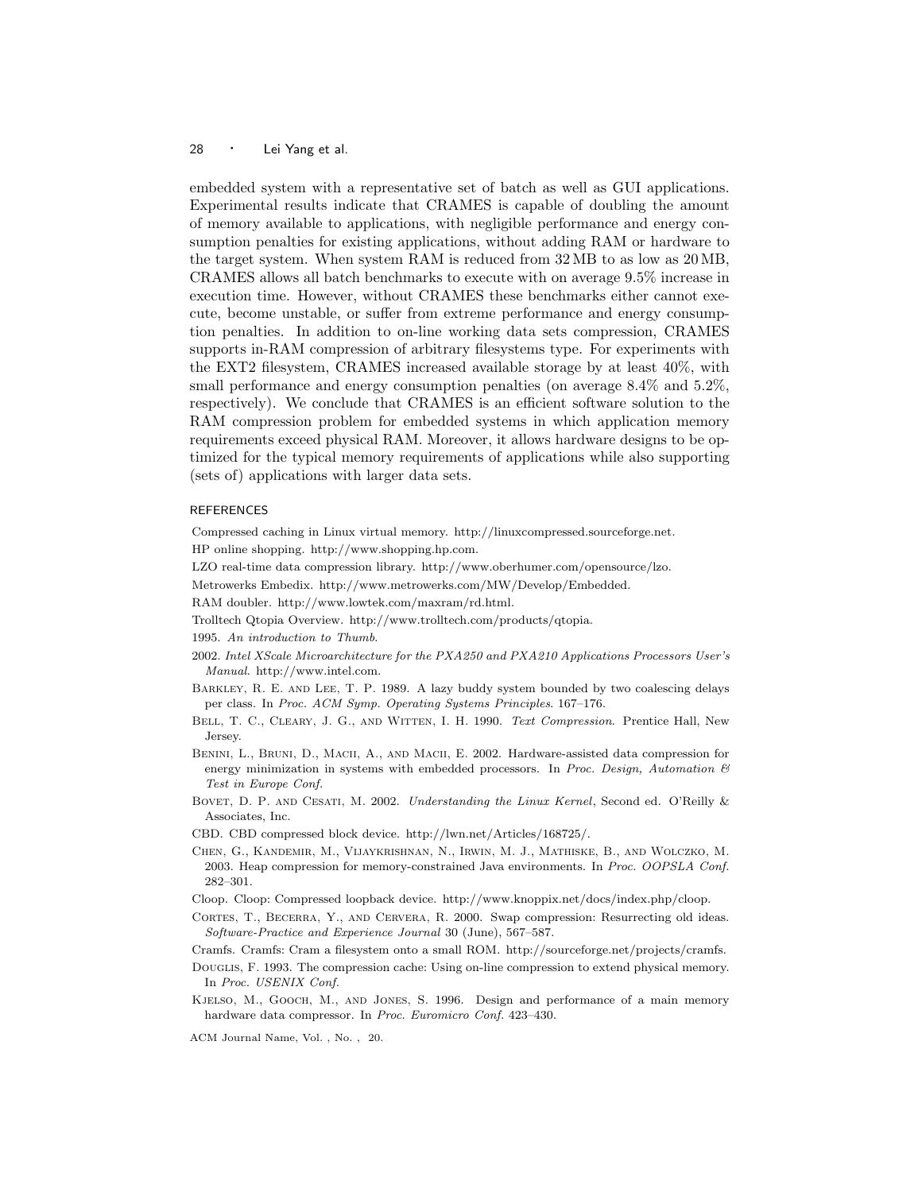embedded system with a representative set of batch as well as GUI applications. Experimental results indicate that CRAMES is capable of doubling the amount of memory available to applications, with negligible performance and energy consumption penalties for existing applications, without adding RAM or hardware to the target system. When system RAM is reduced from 32 MB to as low as 20 MB, CRAMES allows all batch benchmarks to execute with on average 9.5% increase in execution time. However, without CRAMES these benchmarks either cannot execute, become unstable, or suffer from extreme performance and energy consumption penalties. In addition to on-line working data sets compression, CRAMES supports in-RAM compression of arbitrary filesystems type. For experiments with the EXT2 filesystem, CRAMES increased available storage by at least 40%, with small performance and energy consumption penalties (on average 8.4% and 5.2%, respectively). We conclude that CRAMES is an efficient software solution to the RAM compression problem for embedded systems in which application memory requirements exceed physical RAM. Moreover, it allows hardware designs to be optimized for the typical memory requirements of applications while also supporting (sets of) applications with larger data sets.

## REFERENCES

Compressed caching in Linux virtual memory. http://linuxcompressed.sourceforge.net.

HP online shopping. http://www.shopping.hp.com.

LZO real-time data compression library. http://www.oberhumer.com/opensource/lzo.

Metrowerks Embedix. http://www.metrowerks.com/MW/Develop/Embedded.

RAM doubler. http://www.lowtek.com/maxram/rd.html.

Trolltech Qtopia Overview. http://www.trolltech.com/products/qtopia.

1995. *An introduction to Thumb*.

2002. *Intel XScale Microarchitecture for the PXA250 and PXA210 Applications Processors User's Manual*. http://www.intel.com.

Barkley, R. E. and Lee, T. P. 1989. A lazy buddy system bounded by two coalescing delays per class. In *Proc. ACM Symp. Operating Systems Principles*. 167–176.

Bell, T. C., Cleary, J. G., and Witten, I. H. 1990. *Text Compression*. Prentice Hall, New Jersey.

Benini, L., Bruni, D., Macii, A., and Macii, E. 2002. Hardware-assisted data compression for energy minimization in systems with embedded processors. In *Proc. Design, Automation & Test in Europe Conf.*

Bovet, D. P. and Cesati, M. 2002. *Understanding the Linux Kernel*, Second ed. O'Reilly & Associates, Inc.

CBD. CBD compressed block device. http://lwn.net/Articles/168725/.

Chen, G., Kandemir, M., Vijaykrishnan, N., Irwin, M. J., Mathiske, B., and Wolczko, M. 2003. Heap compression for memory-constrained Java environments. In *Proc. OOPSLA Conf.* 282–301.

Cloop. Cloop: Compressed loopback device. http://www.knoppix.net/docs/index.php/cloop.

Cortes, T., Becerra, Y., and Cervera, R. 2000. Swap compression: Resurrecting old ideas. *Software-Practice and Experience Journal* 30 (June), 567–587.

Cramfs. Cramfs: Cram a filesystem onto a small ROM. http://sourceforge.net/projects/cramfs.

Douglis, F. 1993. The compression cache: Using on-line compression to extend physical memory. In *Proc. USENIX Conf.*

Kjelso, M., Gooch, M., and Jones, S. 1996. Design and performance of a main memory hardware data compressor. In *Proc. Euromicro Conf.* 423–430.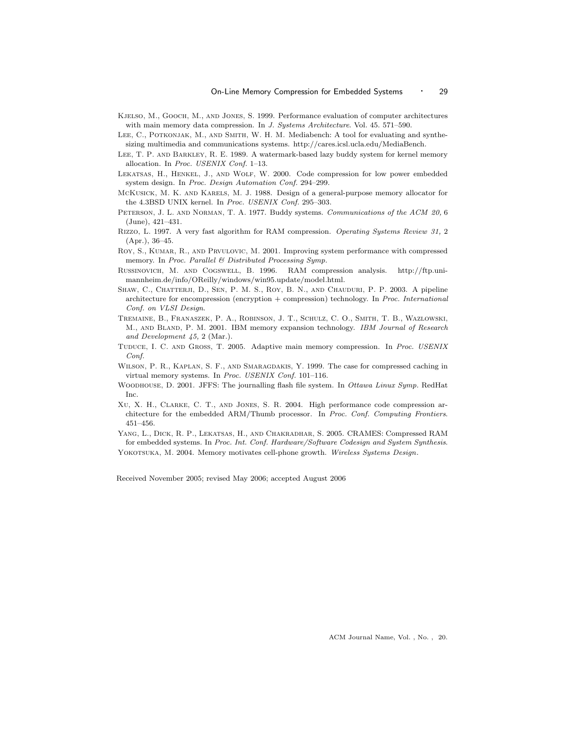Kjelso, M., Gooch, M., and Jones, S. 1999. Performance evaluation of computer architectures with main memory data compression. In *J. Systems Architecture*. Vol. 45. 571–590.

Lee, C., Potkonjak, M., and Smith, W. H. M. Mediabench: A tool for evaluating and synthesizing multimedia and communications systems. http://cares.icsl.ucla.edu/MediaBench.

Lee, T. P. and Barkley, R. E. 1989. A watermark-based lazy buddy system for kernel memory allocation. In *Proc. USENIX Conf.* 1–13.

Lekatsas, H., Henkel, J., and Wolf, W. 2000. Code compression for low power embedded system design. In *Proc. Design Automation Conf.* 294–299.

McKusick, M. K. and Karels, M. J. 1988. Design of a general-purpose memory allocator for the 4.3BSD UNIX kernel. In *Proc. USENIX Conf.* 295–303.

Peterson, J. L. and Norman, T. A. 1977. Buddy systems. *Communications of the ACM 20,* 6 (June), 421–431.

Rizzo, L. 1997. A very fast algorithm for RAM compression. *Operating Systems Review 31,* 2 (Apr.), 36–45.

Roy, S., Kumar, R., and Prvulovic, M. 2001. Improving system performance with compressed memory. In *Proc. Parallel & Distributed Processing Symp.*

Russinovich, M. and Cogswell, B. 1996. RAM compression analysis. http://ftp.uni-mannheim.de/info/OReilly/windows/win95.update/model.html.

Shaw, C., Chatterji, D., Sen, P. M. S., Roy, B. N., and Chauduri, P. P. 2003. A pipeline architecture for encompression (encryption + compression) technology. In *Proc. International Conf. on VLSI Design*.

Tremaine, B., Franaszek, P. A., Robinson, J. T., Schulz, C. O., Smith, T. B., Wazlowski, M., and Bland, P. M. 2001. IBM memory expansion technology. *IBM Journal of Research and Development 45,* 2 (Mar.).

Tuduce, I. C. and Gross, T. 2005. Adaptive main memory compression. In *Proc. USENIX Conf.*

Wilson, P. R., Kaplan, S. F., and Smaragdakis, Y. 1999. The case for compressed caching in virtual memory systems. In *Proc. USENIX Conf.* 101–116.

Woodhouse, D. 2001. JFFS: The journalling flash file system. In *Ottawa Linux Symp.* RedHat Inc.

Xu, X. H., Clarke, C. T., and Jones, S. R. 2004. High performance code compression architecture for the embedded ARM/Thumb processor. In *Proc. Conf. Computing Frontiers*. 451–456.

Yang, L., Dick, R. P., Lekatsas, H., and Chakradhar, S. 2005. CRAMES: Compressed RAM for embedded systems. In *Proc. Int. Conf. Hardware/Software Codesign and System Synthesis*.

Yokotsuka, M. 2004. Memory motivates cell-phone growth. *Wireless Systems Design*.

Received November 2005; revised May 2006; accepted August 2006